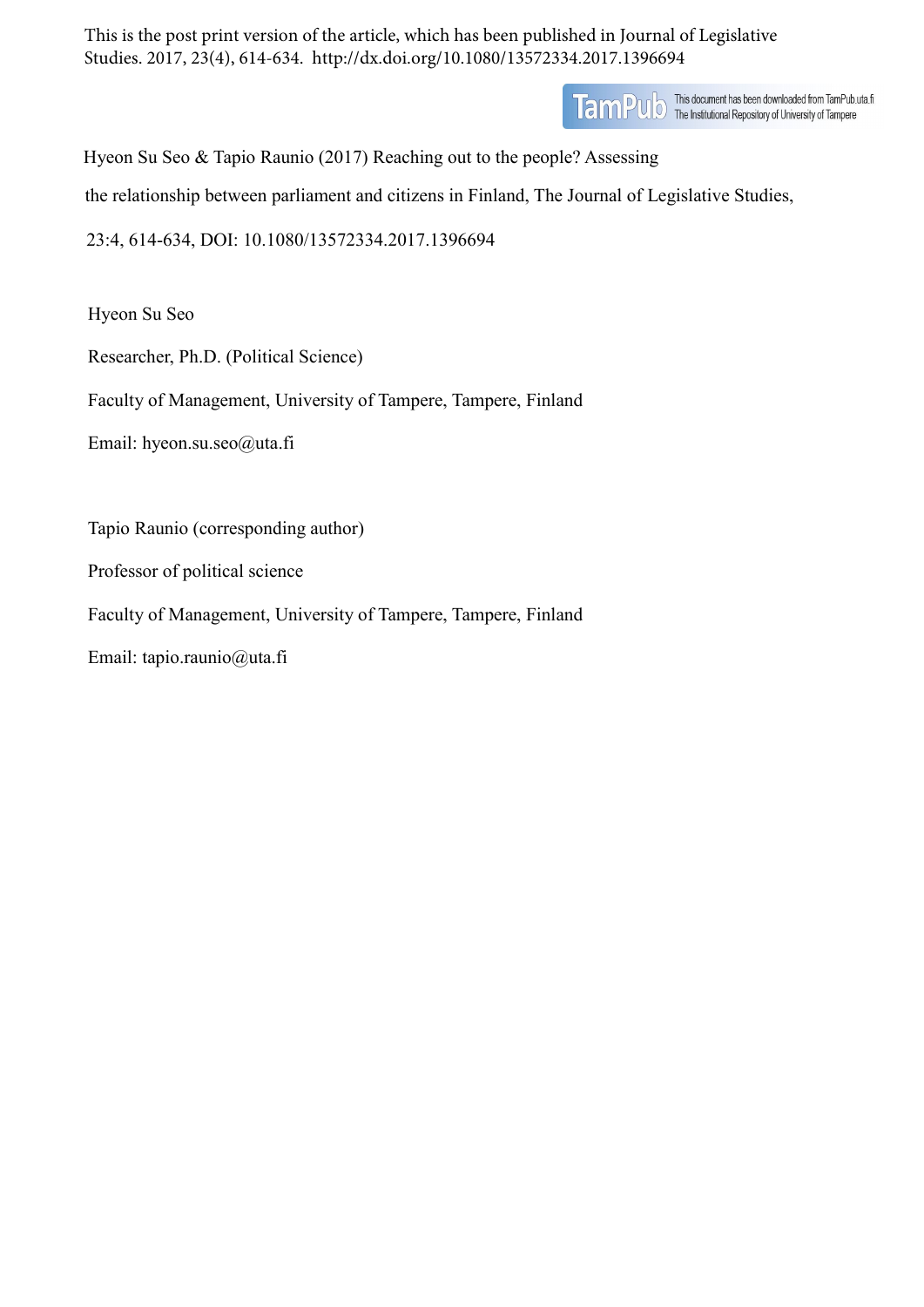This is the post print version of the article, which has been published in Journal of Legislative Studies. 2017, 23(4), 614-634. http://dx.doi.org/10.1080/13572334.2017.1396694

TamPub This document has been downloaded from TamPub.uta.fi The Institutional Repository of University of Tampere

Hyeon Su Seo & Tapio Raunio (2017) Reaching out to the people? Assessing the relationship between parliament and citizens in Finland, The Journal of Legislative Studies, 23:4, 614-634, DOI: 10.1080/13572334.2017.1396694

Hyeon Su Seo

Researcher, Ph.D. (Political Science)

Faculty of Management, University of Tampere, Tampere, Finland

Email: hyeon.su.seo@uta.fi

Tapio Raunio (corresponding author)

Professor of political science

Faculty of Management, University of Tampere, Tampere, Finland

Email: tapio.raunio@uta.fi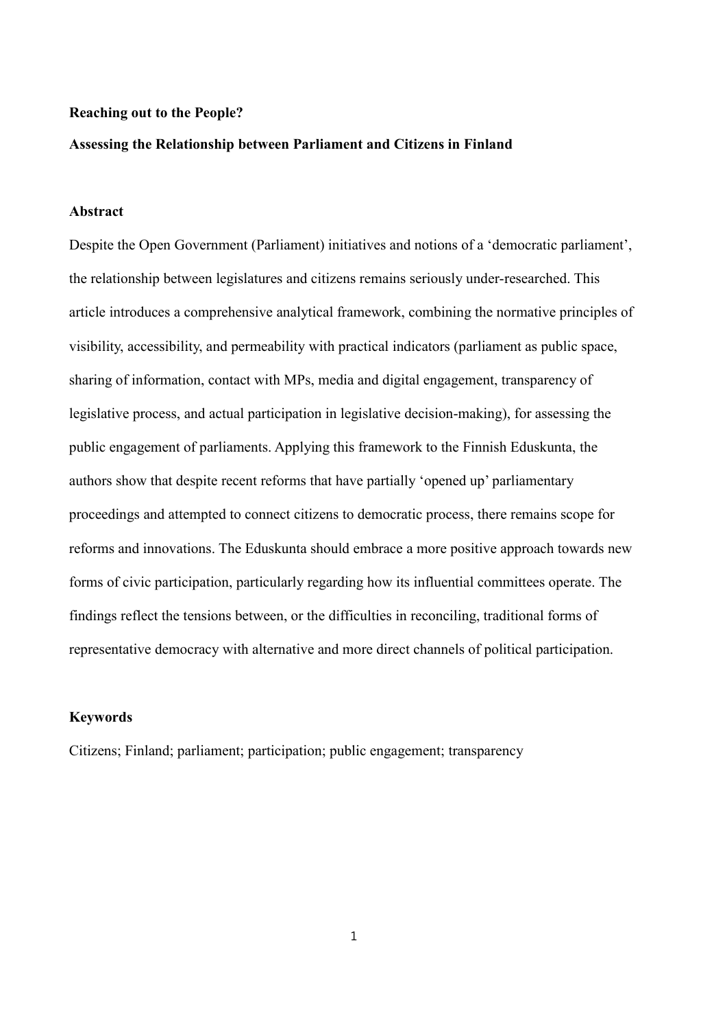**Reaching out to the People?**

**Assessing the Relationship between Parliament and Citizens in Finland**

**Abstract**

Despite the Open Government (Parliament) initiatives and notions of a 'democratic parliament', the relationship between legislatures and citizens remains seriously under-researched. This article introduces a comprehensive analytical framework, combining the normative principles of visibility, accessibility, and permeability with practical indicators (parliament as public space, sharing of information, contact with MPs, media and digital engagement, transparency of legislative process, and actual participation in legislative decision-making), for assessing the public engagement of parliaments. Applying this framework to the Finnish Eduskunta, the authors show that despite recent reforms that have partially 'opened up' parliamentary proceedings and attempted to connect citizens to democratic process, there remains scope for reforms and innovations. The Eduskunta should embrace a more positive approach towards new forms of civic participation, particularly regarding how its influential committees operate. The findings reflect the tensions between, or the difficulties in reconciling, traditional forms of representative democracy with alternative and more direct channels of political participation.

**Keywords**

Citizens; Finland; parliament; participation; public engagement; transparency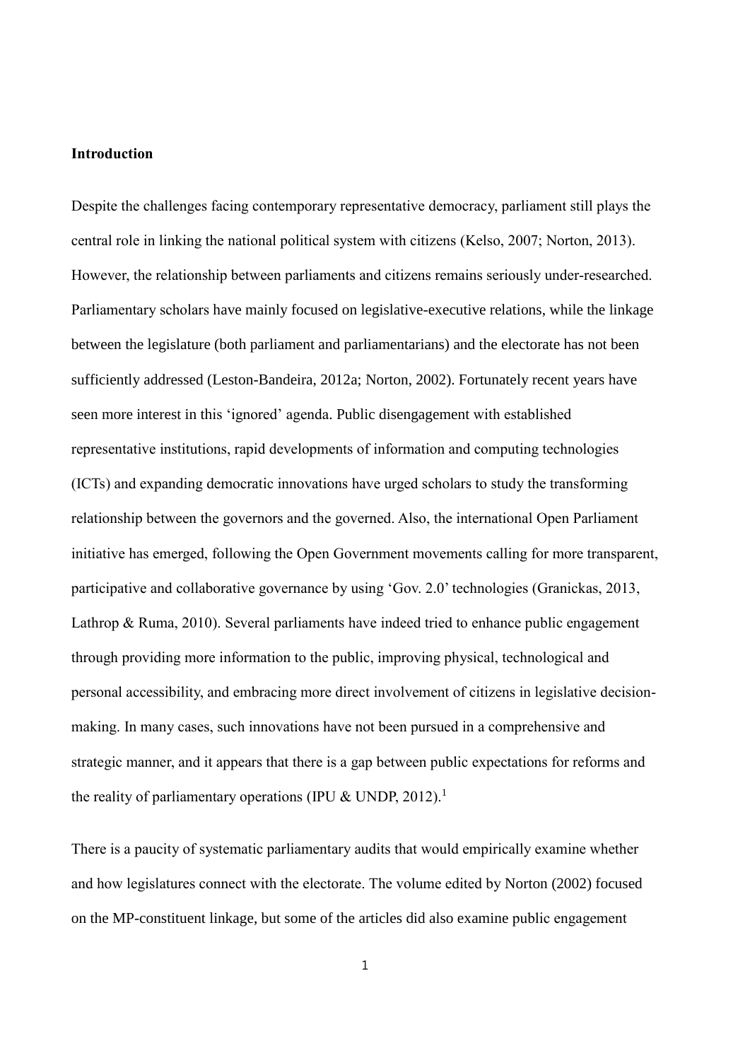**Introduction**

Despite the challenges facing contemporary representative democracy, parliament still plays the central role in linking the national political system with citizens (Kelso, 2007; Norton, 2013). However, the relationship between parliaments and citizens remains seriously under-researched. Parliamentary scholars have mainly focused on legislative-executive relations, while the linkage between the legislature (both parliament and parliamentarians) and the electorate has not been sufficiently addressed (Leston-Bandeira, 2012a; Norton, 2002). Fortunately recent years have seen more interest in this 'ignored' agenda. Public disengagement with established representative institutions, rapid developments of information and computing technologies (ICTs) and expanding democratic innovations have urged scholars to study the transforming relationship between the governors and the governed. Also, the international Open Parliament initiative has emerged, following the Open Government movements calling for more transparent, participative and collaborative governance by using 'Gov. 2.0' technologies (Granickas, 2013, Lathrop & Ruma, 2010). Several parliaments have indeed tried to enhance public engagement through providing more information to the public, improving physical, technological and personal accessibility, and embracing more direct involvement of citizens in legislative decision-making. In many cases, such innovations have not been pursued in a comprehensive and strategic manner, and it appears that there is a gap between public expectations for reforms and the reality of parliamentary operations (IPU & UNDP, 2012).[1]

There is a paucity of systematic parliamentary audits that would empirically examine whether and how legislatures connect with the electorate. The volume edited by Norton (2002) focused on the MP-constituent linkage, but some of the articles did also examine public engagement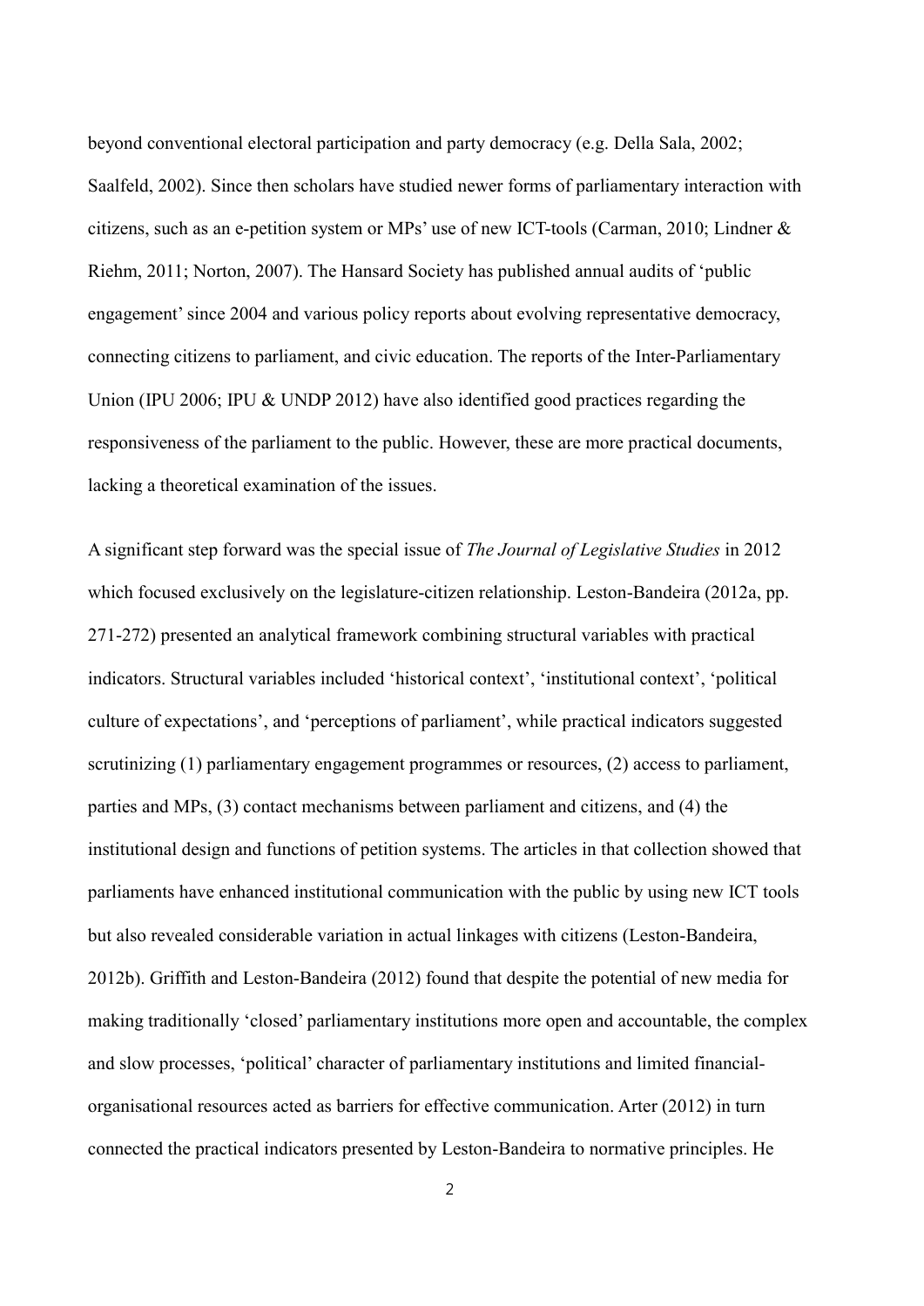beyond conventional electoral participation and party democracy (e.g. Della Sala, 2002; Saalfeld, 2002). Since then scholars have studied newer forms of parliamentary interaction with citizens, such as an e-petition system or MPs' use of new ICT-tools (Carman, 2010; Lindner & Riehm, 2011; Norton, 2007). The Hansard Society has published annual audits of 'public engagement' since 2004 and various policy reports about evolving representative democracy, connecting citizens to parliament, and civic education. The reports of the Inter-Parliamentary Union (IPU 2006; IPU & UNDP 2012) have also identified good practices regarding the responsiveness of the parliament to the public. However, these are more practical documents, lacking a theoretical examination of the issues.

A significant step forward was the special issue of *The Journal of Legislative Studies* in 2012 which focused exclusively on the legislature-citizen relationship. Leston-Bandeira (2012a, pp. 271-272) presented an analytical framework combining structural variables with practical indicators. Structural variables included 'historical context', 'institutional context', 'political culture of expectations', and 'perceptions of parliament', while practical indicators suggested scrutinizing (1) parliamentary engagement programmes or resources, (2) access to parliament, parties and MPs, (3) contact mechanisms between parliament and citizens, and (4) the institutional design and functions of petition systems. The articles in that collection showed that parliaments have enhanced institutional communication with the public by using new ICT tools but also revealed considerable variation in actual linkages with citizens (Leston-Bandeira, 2012b). Griffith and Leston-Bandeira (2012) found that despite the potential of new media for making traditionally 'closed' parliamentary institutions more open and accountable, the complex and slow processes, 'political' character of parliamentary institutions and limited financial-organisational resources acted as barriers for effective communication. Arter (2012) in turn connected the practical indicators presented by Leston-Bandeira to normative principles. He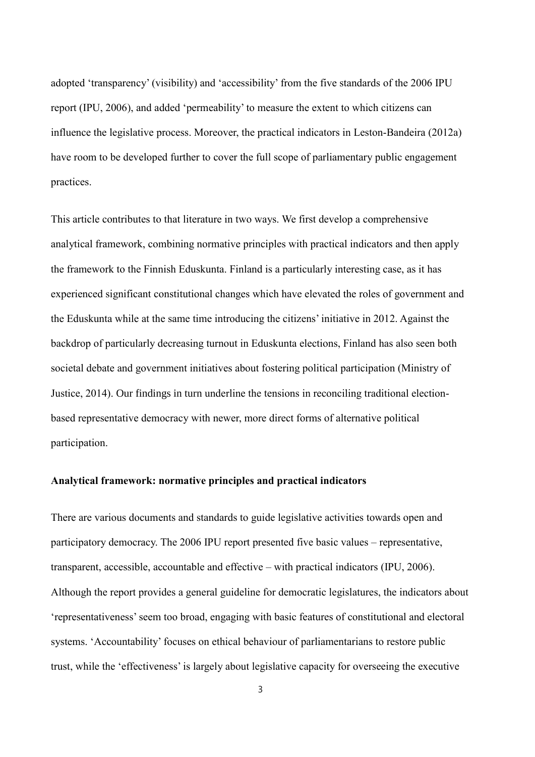adopted ‘transparency’ (visibility) and ‘accessibility’ from the five standards of the 2006 IPU report (IPU, 2006), and added ‘permeability’ to measure the extent to which citizens can influence the legislative process. Moreover, the practical indicators in Leston-Bandeira (2012a) have room to be developed further to cover the full scope of parliamentary public engagement practices.

This article contributes to that literature in two ways. We first develop a comprehensive analytical framework, combining normative principles with practical indicators and then apply the framework to the Finnish Eduskunta. Finland is a particularly interesting case, as it has experienced significant constitutional changes which have elevated the roles of government and the Eduskunta while at the same time introducing the citizens’ initiative in 2012. Against the backdrop of particularly decreasing turnout in Eduskunta elections, Finland has also seen both societal debate and government initiatives about fostering political participation (Ministry of Justice, 2014). Our findings in turn underline the tensions in reconciling traditional election-based representative democracy with newer, more direct forms of alternative political participation.

**Analytical framework: normative principles and practical indicators**

There are various documents and standards to guide legislative activities towards open and participatory democracy. The 2006 IPU report presented five basic values – representative, transparent, accessible, accountable and effective – with practical indicators (IPU, 2006). Although the report provides a general guideline for democratic legislatures, the indicators about ‘representativeness’ seem too broad, engaging with basic features of constitutional and electoral systems. ‘Accountability’ focuses on ethical behaviour of parliamentarians to restore public trust, while the ‘effectiveness’ is largely about legislative capacity for overseeing the executive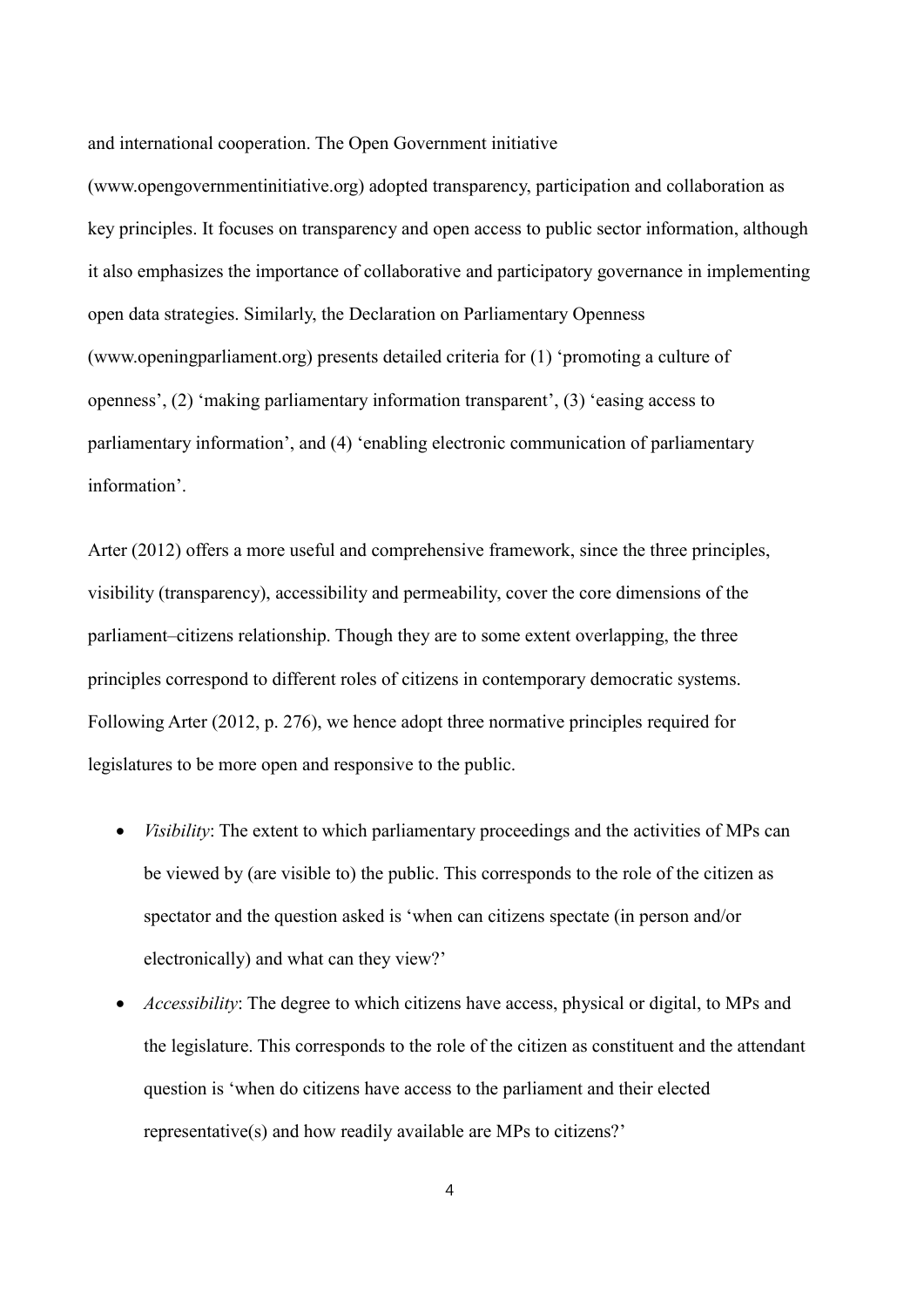and international cooperation. The Open Government initiative (www.opengovernmentinitiative.org) adopted transparency, participation and collaboration as key principles. It focuses on transparency and open access to public sector information, although it also emphasizes the importance of collaborative and participatory governance in implementing open data strategies. Similarly, the Declaration on Parliamentary Openness (www.openingparliament.org) presents detailed criteria for (1) 'promoting a culture of openness', (2) 'making parliamentary information transparent', (3) 'easing access to parliamentary information', and (4) 'enabling electronic communication of parliamentary information'.

Arter (2012) offers a more useful and comprehensive framework, since the three principles, visibility (transparency), accessibility and permeability, cover the core dimensions of the parliament–citizens relationship. Though they are to some extent overlapping, the three principles correspond to different roles of citizens in contemporary democratic systems. Following Arter (2012, p. 276), we hence adopt three normative principles required for legislatures to be more open and responsive to the public.

- *Visibility*: The extent to which parliamentary proceedings and the activities of MPs can be viewed by (are visible to) the public. This corresponds to the role of the citizen as spectator and the question asked is 'when can citizens spectate (in person and/or electronically) and what can they view?'
- *Accessibility*: The degree to which citizens have access, physical or digital, to MPs and the legislature. This corresponds to the role of the citizen as constituent and the attendant question is 'when do citizens have access to the parliament and their elected representative(s) and how readily available are MPs to citizens?'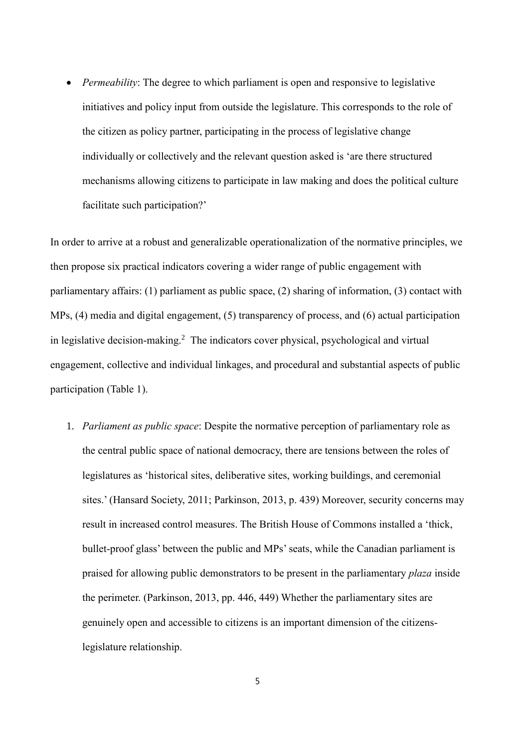- *Permeability*: The degree to which parliament is open and responsive to legislative initiatives and policy input from outside the legislature. This corresponds to the role of the citizen as policy partner, participating in the process of legislative change individually or collectively and the relevant question asked is 'are there structured mechanisms allowing citizens to participate in law making and does the political culture facilitate such participation?'

In order to arrive at a robust and generalizable operationalization of the normative principles, we then propose six practical indicators covering a wider range of public engagement with parliamentary affairs: (1) parliament as public space, (2) sharing of information, (3) contact with MPs, (4) media and digital engagement, (5) transparency of process, and (6) actual participation in legislative decision-making.[2] The indicators cover physical, psychological and virtual engagement, collective and individual linkages, and procedural and substantial aspects of public participation (Table 1).

1. *Parliament as public space*: Despite the normative perception of parliamentary role as the central public space of national democracy, there are tensions between the roles of legislatures as 'historical sites, deliberative sites, working buildings, and ceremonial sites.' (Hansard Society, 2011; Parkinson, 2013, p. 439) Moreover, security concerns may result in increased control measures. The British House of Commons installed a 'thick, bullet-proof glass' between the public and MPs' seats, while the Canadian parliament is praised for allowing public demonstrators to be present in the parliamentary *plaza* inside the perimeter. (Parkinson, 2013, pp. 446, 449) Whether the parliamentary sites are genuinely open and accessible to citizens is an important dimension of the citizens-legislature relationship.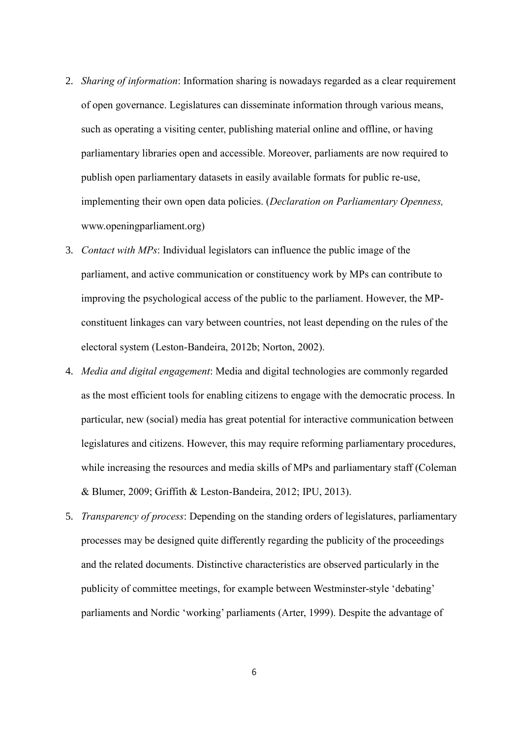2. *Sharing of information*: Information sharing is nowadays regarded as a clear requirement of open governance. Legislatures can disseminate information through various means, such as operating a visiting center, publishing material online and offline, or having parliamentary libraries open and accessible. Moreover, parliaments are now required to publish open parliamentary datasets in easily available formats for public re-use, implementing their own open data policies. (*Declaration on Parliamentary Openness,* www.openingparliament.org)
3. *Contact with MPs*: Individual legislators can influence the public image of the parliament, and active communication or constituency work by MPs can contribute to improving the psychological access of the public to the parliament. However, the MP-constituent linkages can vary between countries, not least depending on the rules of the electoral system (Leston-Bandeira, 2012b; Norton, 2002).
4. *Media and digital engagement*: Media and digital technologies are commonly regarded as the most efficient tools for enabling citizens to engage with the democratic process. In particular, new (social) media has great potential for interactive communication between legislatures and citizens. However, this may require reforming parliamentary procedures, while increasing the resources and media skills of MPs and parliamentary staff (Coleman & Blumer, 2009; Griffith & Leston-Bandeira, 2012; IPU, 2013).
5. *Transparency of process*: Depending on the standing orders of legislatures, parliamentary processes may be designed quite differently regarding the publicity of the proceedings and the related documents. Distinctive characteristics are observed particularly in the publicity of committee meetings, for example between Westminster-style 'debating' parliaments and Nordic 'working' parliaments (Arter, 1999). Despite the advantage of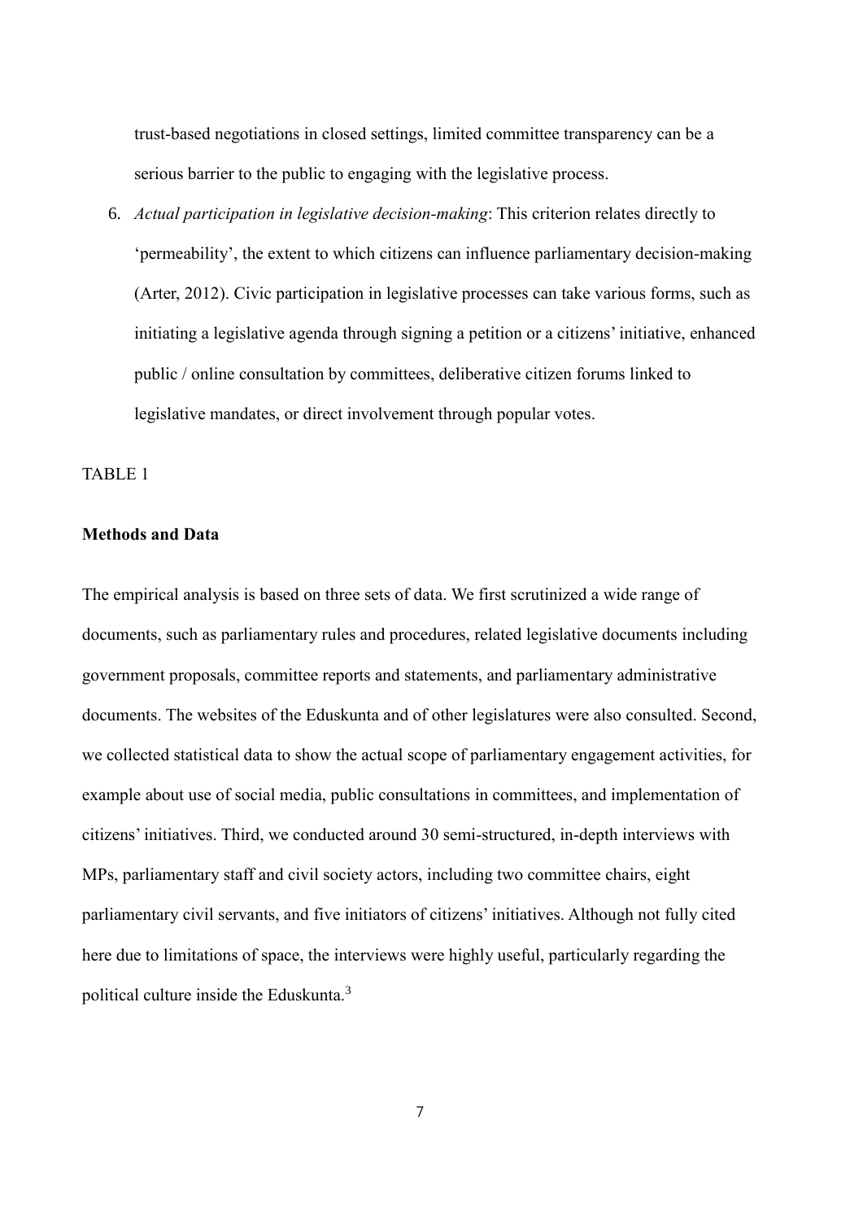trust-based negotiations in closed settings, limited committee transparency can be a serious barrier to the public to engaging with the legislative process.

6. *Actual participation in legislative decision-making*: This criterion relates directly to 'permeability', the extent to which citizens can influence parliamentary decision-making (Arter, 2012). Civic participation in legislative processes can take various forms, such as initiating a legislative agenda through signing a petition or a citizens' initiative, enhanced public / online consultation by committees, deliberative citizen forums linked to legislative mandates, or direct involvement through popular votes.

TABLE 1

**Methods and Data**

The empirical analysis is based on three sets of data. We first scrutinized a wide range of documents, such as parliamentary rules and procedures, related legislative documents including government proposals, committee reports and statements, and parliamentary administrative documents. The websites of the Eduskunta and of other legislatures were also consulted. Second, we collected statistical data to show the actual scope of parliamentary engagement activities, for example about use of social media, public consultations in committees, and implementation of citizens' initiatives. Third, we conducted around 30 semi-structured, in-depth interviews with MPs, parliamentary staff and civil society actors, including two committee chairs, eight parliamentary civil servants, and five initiators of citizens' initiatives. Although not fully cited here due to limitations of space, the interviews were highly useful, particularly regarding the political culture inside the Eduskunta.[3]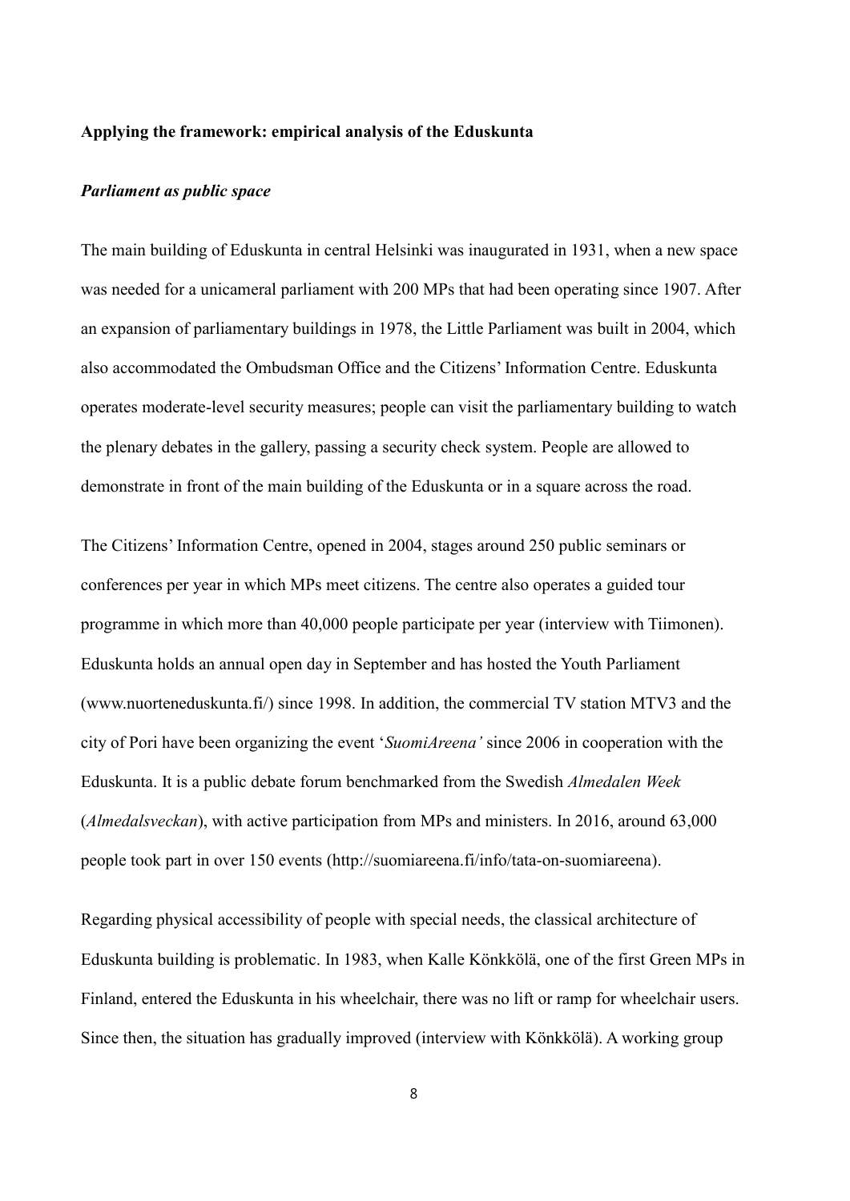## Applying the framework: empirical analysis of the Eduskunta

### *Parliament as public space*

The main building of Eduskunta in central Helsinki was inaugurated in 1931, when a new space was needed for a unicameral parliament with 200 MPs that had been operating since 1907. After an expansion of parliamentary buildings in 1978, the Little Parliament was built in 2004, which also accommodated the Ombudsman Office and the Citizens' Information Centre. Eduskunta operates moderate-level security measures; people can visit the parliamentary building to watch the plenary debates in the gallery, passing a security check system. People are allowed to demonstrate in front of the main building of the Eduskunta or in a square across the road.

The Citizens' Information Centre, opened in 2004, stages around 250 public seminars or conferences per year in which MPs meet citizens. The centre also operates a guided tour programme in which more than 40,000 people participate per year (interview with Tiimonen). Eduskunta holds an annual open day in September and has hosted the Youth Parliament (www.nuorteneduskunta.fi/) since 1998. In addition, the commercial TV station MTV3 and the city of Pori have been organizing the event '*SuomiAreena'* since 2006 in cooperation with the Eduskunta. It is a public debate forum benchmarked from the Swedish *Almedalen Week* (*Almedalsveckan*), with active participation from MPs and ministers. In 2016, around 63,000 people took part in over 150 events (http://suomiareena.fi/info/tata-on-suomiareena).

Regarding physical accessibility of people with special needs, the classical architecture of Eduskunta building is problematic. In 1983, when Kalle Könkkölä, one of the first Green MPs in Finland, entered the Eduskunta in his wheelchair, there was no lift or ramp for wheelchair users. Since then, the situation has gradually improved (interview with Könkkölä). A working group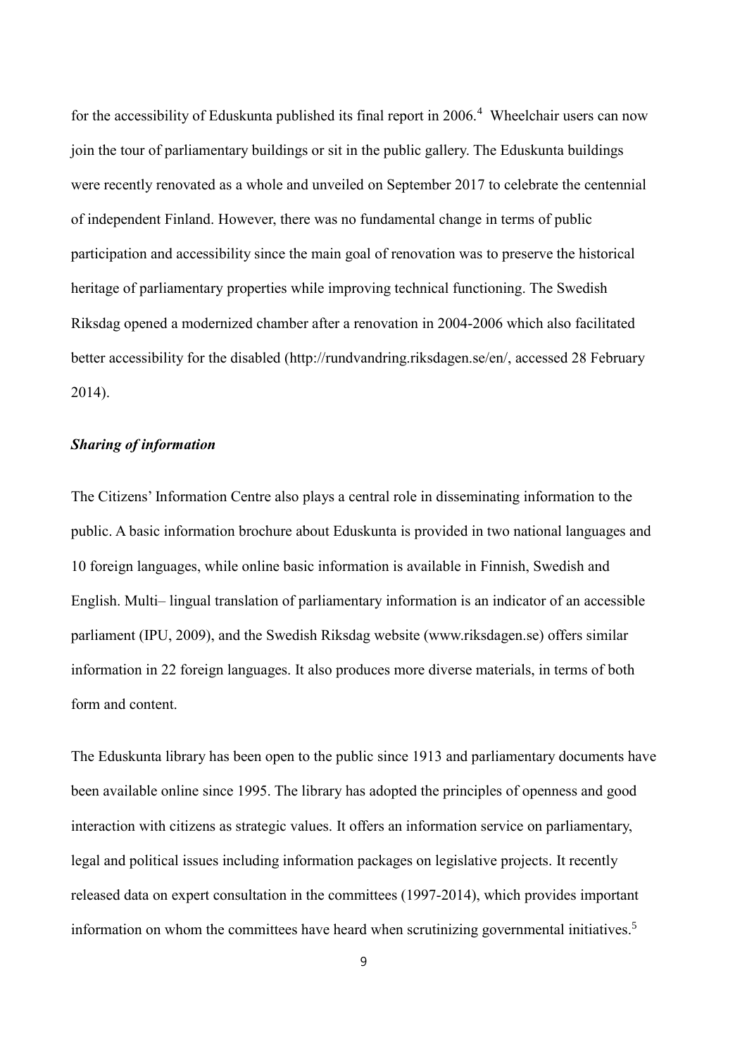for the accessibility of Eduskunta published its final report in 2006.[4] Wheelchair users can now join the tour of parliamentary buildings or sit in the public gallery. The Eduskunta buildings were recently renovated as a whole and unveiled on September 2017 to celebrate the centennial of independent Finland. However, there was no fundamental change in terms of public participation and accessibility since the main goal of renovation was to preserve the historical heritage of parliamentary properties while improving technical functioning. The Swedish Riksdag opened a modernized chamber after a renovation in 2004-2006 which also facilitated better accessibility for the disabled (http://rundvandring.riksdagen.se/en/, accessed 28 February 2014).

***Sharing of information***

The Citizens' Information Centre also plays a central role in disseminating information to the public. A basic information brochure about Eduskunta is provided in two national languages and 10 foreign languages, while online basic information is available in Finnish, Swedish and English. Multi– lingual translation of parliamentary information is an indicator of an accessible parliament (IPU, 2009), and the Swedish Riksdag website (www.riksdagen.se) offers similar information in 22 foreign languages. It also produces more diverse materials, in terms of both form and content.

The Eduskunta library has been open to the public since 1913 and parliamentary documents have been available online since 1995. The library has adopted the principles of openness and good interaction with citizens as strategic values. It offers an information service on parliamentary, legal and political issues including information packages on legislative projects. It recently released data on expert consultation in the committees (1997-2014), which provides important information on whom the committees have heard when scrutinizing governmental initiatives.[5]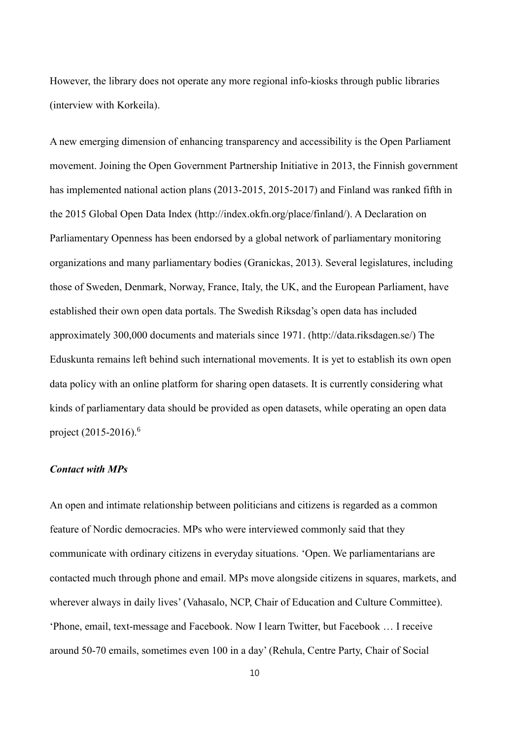However, the library does not operate any more regional info-kiosks through public libraries (interview with Korkeila).

A new emerging dimension of enhancing transparency and accessibility is the Open Parliament movement. Joining the Open Government Partnership Initiative in 2013, the Finnish government has implemented national action plans (2013-2015, 2015-2017) and Finland was ranked fifth in the 2015 Global Open Data Index (http://index.okfn.org/place/finland/). A Declaration on Parliamentary Openness has been endorsed by a global network of parliamentary monitoring organizations and many parliamentary bodies (Granickas, 2013). Several legislatures, including those of Sweden, Denmark, Norway, France, Italy, the UK, and the European Parliament, have established their own open data portals. The Swedish Riksdag's open data has included approximately 300,000 documents and materials since 1971. (http://data.riksdagen.se/) The Eduskunta remains left behind such international movements. It is yet to establish its own open data policy with an online platform for sharing open datasets. It is currently considering what kinds of parliamentary data should be provided as open datasets, while operating an open data project (2015-2016).[6]

### *Contact with MPs*

An open and intimate relationship between politicians and citizens is regarded as a common feature of Nordic democracies. MPs who were interviewed commonly said that they communicate with ordinary citizens in everyday situations. 'Open. We parliamentarians are contacted much through phone and email. MPs move alongside citizens in squares, markets, and wherever always in daily lives' (Vahasalo, NCP, Chair of Education and Culture Committee). 'Phone, email, text-message and Facebook. Now I learn Twitter, but Facebook … I receive around 50-70 emails, sometimes even 100 in a day' (Rehula, Centre Party, Chair of Social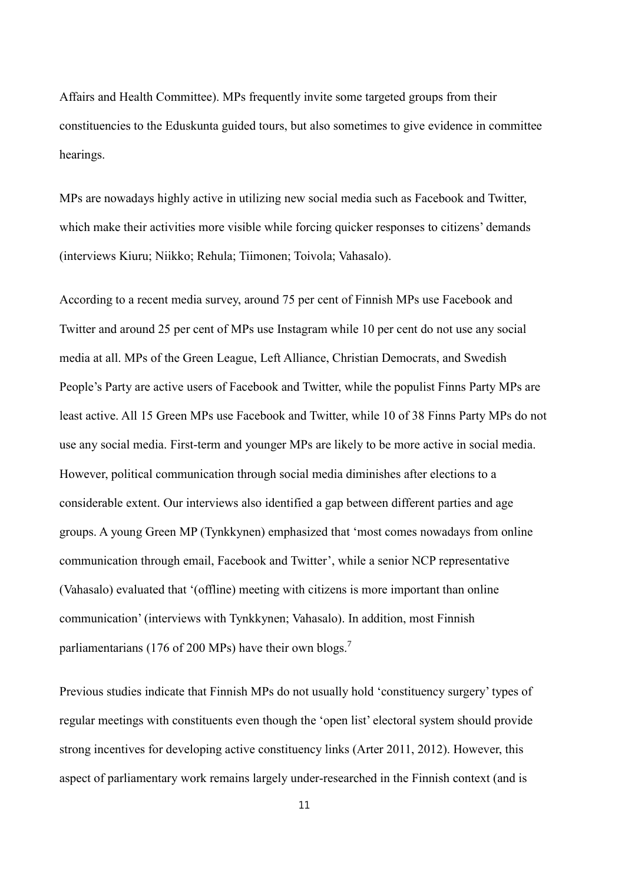Affairs and Health Committee). MPs frequently invite some targeted groups from their constituencies to the Eduskunta guided tours, but also sometimes to give evidence in committee hearings.

MPs are nowadays highly active in utilizing new social media such as Facebook and Twitter, which make their activities more visible while forcing quicker responses to citizens' demands (interviews Kiuru; Niikko; Rehula; Tiimonen; Toivola; Vahasalo).

According to a recent media survey, around 75 per cent of Finnish MPs use Facebook and Twitter and around 25 per cent of MPs use Instagram while 10 per cent do not use any social media at all. MPs of the Green League, Left Alliance, Christian Democrats, and Swedish People's Party are active users of Facebook and Twitter, while the populist Finns Party MPs are least active. All 15 Green MPs use Facebook and Twitter, while 10 of 38 Finns Party MPs do not use any social media. First-term and younger MPs are likely to be more active in social media. However, political communication through social media diminishes after elections to a considerable extent. Our interviews also identified a gap between different parties and age groups. A young Green MP (Tynkkynen) emphasized that 'most comes nowadays from online communication through email, Facebook and Twitter', while a senior NCP representative (Vahasalo) evaluated that '(offline) meeting with citizens is more important than online communication' (interviews with Tynkkynen; Vahasalo). In addition, most Finnish parliamentarians (176 of 200 MPs) have their own blogs.[7]

Previous studies indicate that Finnish MPs do not usually hold 'constituency surgery' types of regular meetings with constituents even though the 'open list' electoral system should provide strong incentives for developing active constituency links (Arter 2011, 2012). However, this aspect of parliamentary work remains largely under-researched in the Finnish context (and is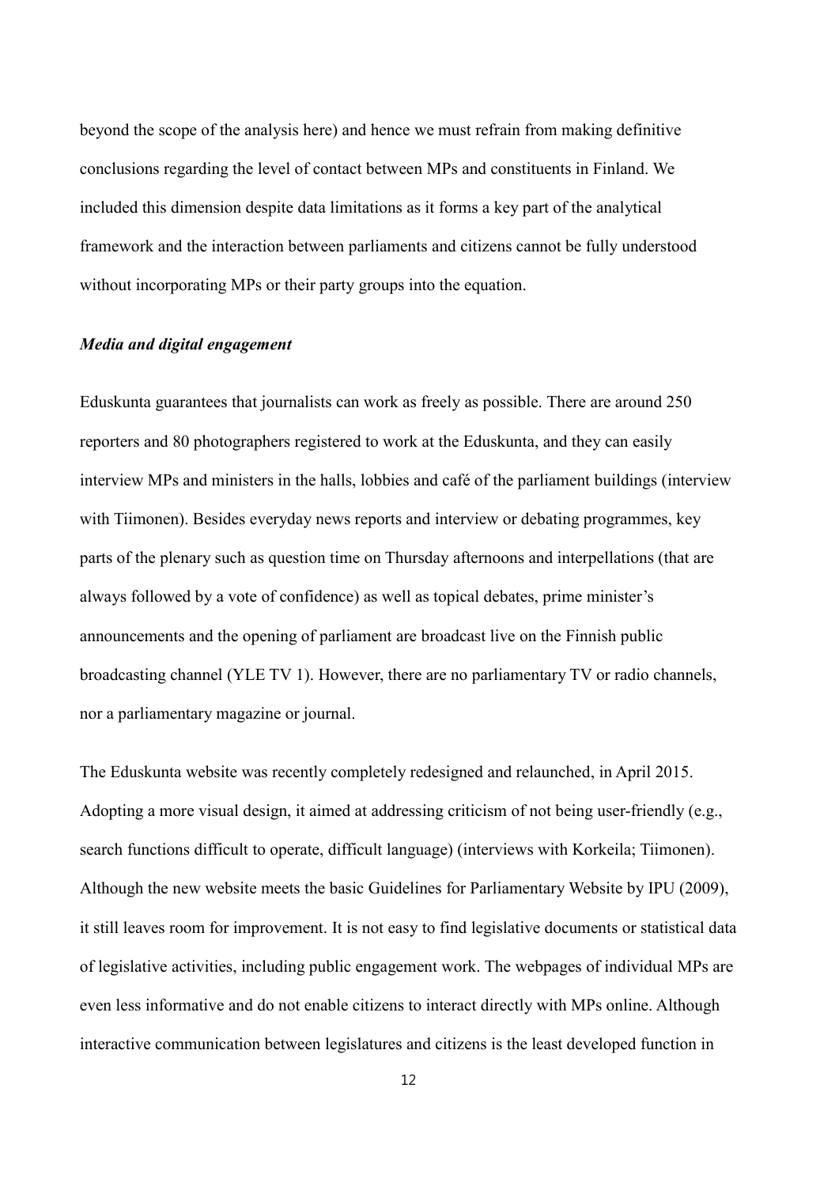beyond the scope of the analysis here) and hence we must refrain from making definitive conclusions regarding the level of contact between MPs and constituents in Finland. We included this dimension despite data limitations as it forms a key part of the analytical framework and the interaction between parliaments and citizens cannot be fully understood without incorporating MPs or their party groups into the equation.

### *Media and digital engagement*

Eduskunta guarantees that journalists can work as freely as possible. There are around 250 reporters and 80 photographers registered to work at the Eduskunta, and they can easily interview MPs and ministers in the halls, lobbies and café of the parliament buildings (interview with Tiimonen). Besides everyday news reports and interview or debating programmes, key parts of the plenary such as question time on Thursday afternoons and interpellations (that are always followed by a vote of confidence) as well as topical debates, prime minister's announcements and the opening of parliament are broadcast live on the Finnish public broadcasting channel (YLE TV 1). However, there are no parliamentary TV or radio channels, nor a parliamentary magazine or journal.

The Eduskunta website was recently completely redesigned and relaunched, in April 2015. Adopting a more visual design, it aimed at addressing criticism of not being user-friendly (e.g., search functions difficult to operate, difficult language) (interviews with Korkeila; Tiimonen). Although the new website meets the basic Guidelines for Parliamentary Website by IPU (2009), it still leaves room for improvement. It is not easy to find legislative documents or statistical data of legislative activities, including public engagement work. The webpages of individual MPs are even less informative and do not enable citizens to interact directly with MPs online. Although interactive communication between legislatures and citizens is the least developed function in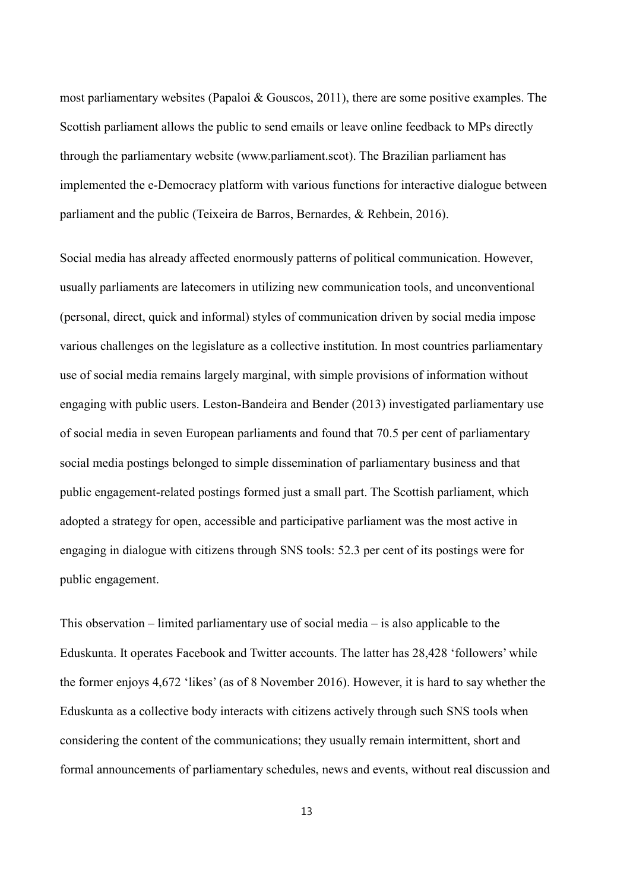most parliamentary websites (Papaloi & Gouscos, 2011), there are some positive examples. The Scottish parliament allows the public to send emails or leave online feedback to MPs directly through the parliamentary website (www.parliament.scot). The Brazilian parliament has implemented the e-Democracy platform with various functions for interactive dialogue between parliament and the public (Teixeira de Barros, Bernardes, & Rehbein, 2016).

Social media has already affected enormously patterns of political communication. However, usually parliaments are latecomers in utilizing new communication tools, and unconventional (personal, direct, quick and informal) styles of communication driven by social media impose various challenges on the legislature as a collective institution. In most countries parliamentary use of social media remains largely marginal, with simple provisions of information without engaging with public users. Leston-Bandeira and Bender (2013) investigated parliamentary use of social media in seven European parliaments and found that 70.5 per cent of parliamentary social media postings belonged to simple dissemination of parliamentary business and that public engagement-related postings formed just a small part. The Scottish parliament, which adopted a strategy for open, accessible and participative parliament was the most active in engaging in dialogue with citizens through SNS tools: 52.3 per cent of its postings were for public engagement.

This observation – limited parliamentary use of social media – is also applicable to the Eduskunta. It operates Facebook and Twitter accounts. The latter has 28,428 'followers' while the former enjoys 4,672 'likes' (as of 8 November 2016). However, it is hard to say whether the Eduskunta as a collective body interacts with citizens actively through such SNS tools when considering the content of the communications; they usually remain intermittent, short and formal announcements of parliamentary schedules, news and events, without real discussion and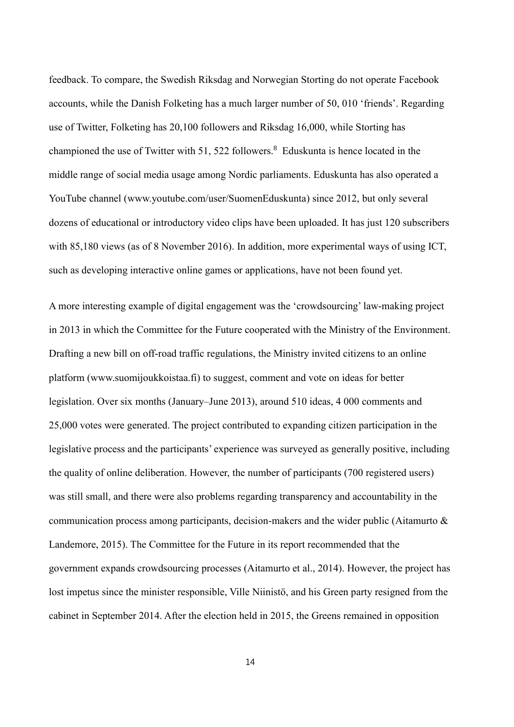feedback. To compare, the Swedish Riksdag and Norwegian Storting do not operate Facebook accounts, while the Danish Folketing has a much larger number of 50, 010 'friends'. Regarding use of Twitter, Folketing has 20,100 followers and Riksdag 16,000, while Storting has championed the use of Twitter with 51, 522 followers.[8] Eduskunta is hence located in the middle range of social media usage among Nordic parliaments. Eduskunta has also operated a YouTube channel (www.youtube.com/user/SuomenEduskunta) since 2012, but only several dozens of educational or introductory video clips have been uploaded. It has just 120 subscribers with 85,180 views (as of 8 November 2016). In addition, more experimental ways of using ICT, such as developing interactive online games or applications, have not been found yet.

A more interesting example of digital engagement was the 'crowdsourcing' law-making project in 2013 in which the Committee for the Future cooperated with the Ministry of the Environment. Drafting a new bill on off-road traffic regulations, the Ministry invited citizens to an online platform (www.suomijoukkoistaa.fi) to suggest, comment and vote on ideas for better legislation. Over six months (January–June 2013), around 510 ideas, 4 000 comments and 25,000 votes were generated. The project contributed to expanding citizen participation in the legislative process and the participants' experience was surveyed as generally positive, including the quality of online deliberation. However, the number of participants (700 registered users) was still small, and there were also problems regarding transparency and accountability in the communication process among participants, decision-makers and the wider public (Aitamurto & Landemore, 2015). The Committee for the Future in its report recommended that the government expands crowdsourcing processes (Aitamurto et al., 2014). However, the project has lost impetus since the minister responsible, Ville Niinistö, and his Green party resigned from the cabinet in September 2014. After the election held in 2015, the Greens remained in opposition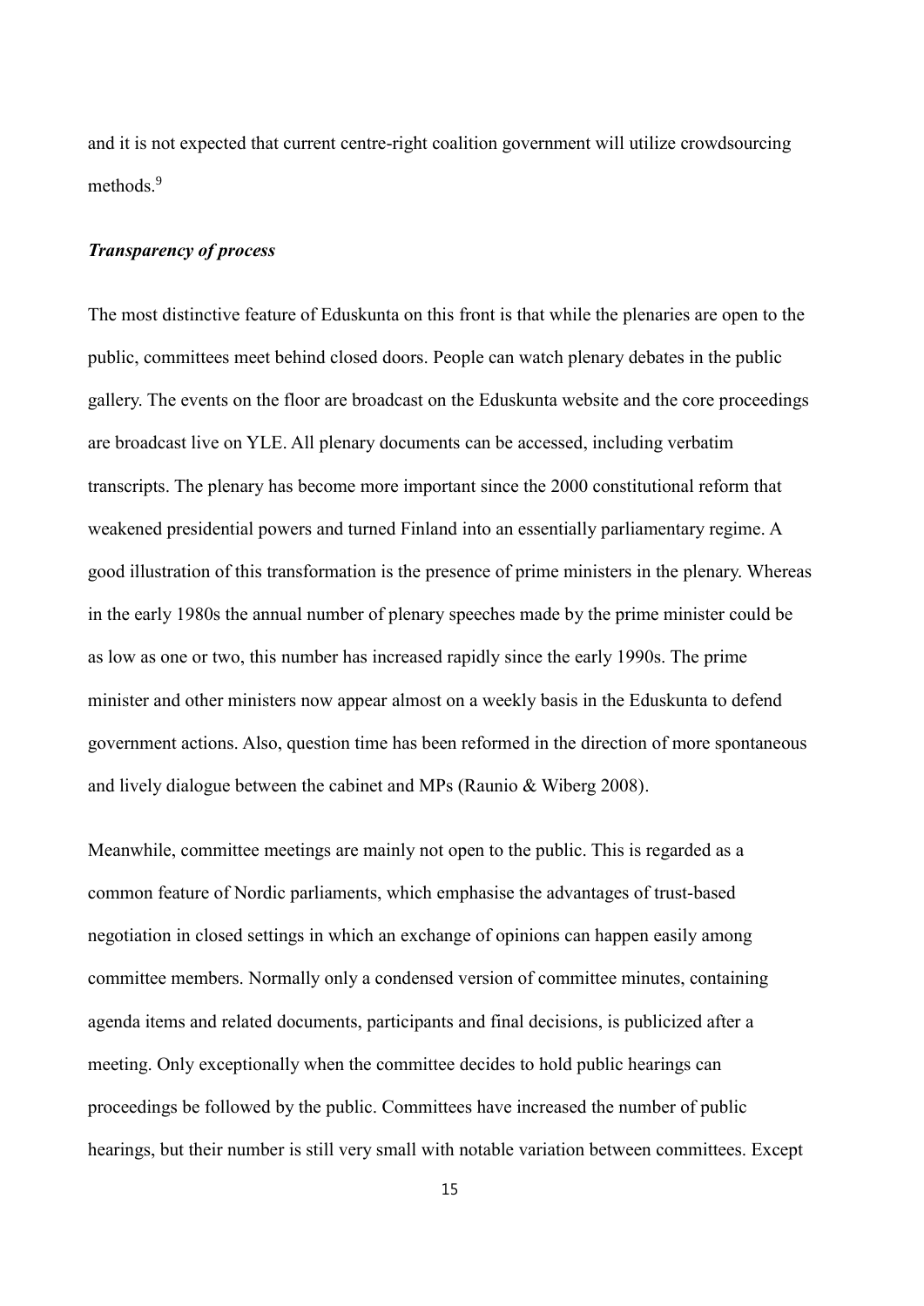and it is not expected that current centre-right coalition government will utilize crowdsourcing methods.[9]

### *Transparency of process*

The most distinctive feature of Eduskunta on this front is that while the plenaries are open to the public, committees meet behind closed doors. People can watch plenary debates in the public gallery. The events on the floor are broadcast on the Eduskunta website and the core proceedings are broadcast live on YLE. All plenary documents can be accessed, including verbatim transcripts. The plenary has become more important since the 2000 constitutional reform that weakened presidential powers and turned Finland into an essentially parliamentary regime. A good illustration of this transformation is the presence of prime ministers in the plenary. Whereas in the early 1980s the annual number of plenary speeches made by the prime minister could be as low as one or two, this number has increased rapidly since the early 1990s. The prime minister and other ministers now appear almost on a weekly basis in the Eduskunta to defend government actions. Also, question time has been reformed in the direction of more spontaneous and lively dialogue between the cabinet and MPs (Raunio & Wiberg 2008).

Meanwhile, committee meetings are mainly not open to the public. This is regarded as a common feature of Nordic parliaments, which emphasise the advantages of trust-based negotiation in closed settings in which an exchange of opinions can happen easily among committee members. Normally only a condensed version of committee minutes, containing agenda items and related documents, participants and final decisions, is publicized after a meeting. Only exceptionally when the committee decides to hold public hearings can proceedings be followed by the public. Committees have increased the number of public hearings, but their number is still very small with notable variation between committees. Except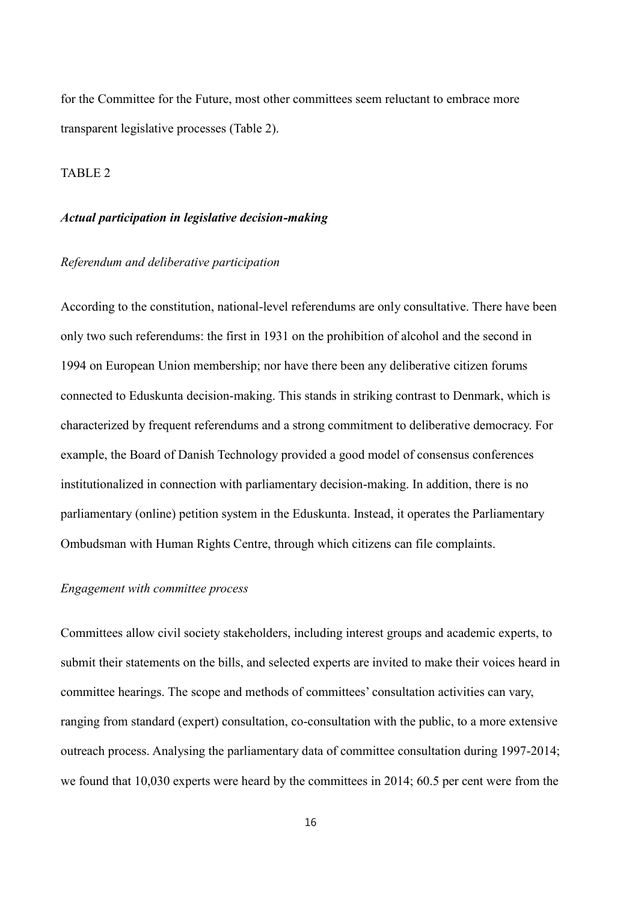for the Committee for the Future, most other committees seem reluctant to embrace more transparent legislative processes (Table 2).

TABLE 2

### ***Actual participation in legislative decision-making***

#### *Referendum and deliberative participation*

According to the constitution, national-level referendums are only consultative. There have been only two such referendums: the first in 1931 on the prohibition of alcohol and the second in 1994 on European Union membership; nor have there been any deliberative citizen forums connected to Eduskunta decision-making. This stands in striking contrast to Denmark, which is characterized by frequent referendums and a strong commitment to deliberative democracy. For example, the Board of Danish Technology provided a good model of consensus conferences institutionalized in connection with parliamentary decision-making. In addition, there is no parliamentary (online) petition system in the Eduskunta. Instead, it operates the Parliamentary Ombudsman with Human Rights Centre, through which citizens can file complaints.

#### *Engagement with committee process*

Committees allow civil society stakeholders, including interest groups and academic experts, to submit their statements on the bills, and selected experts are invited to make their voices heard in committee hearings. The scope and methods of committees' consultation activities can vary, ranging from standard (expert) consultation, co-consultation with the public, to a more extensive outreach process. Analysing the parliamentary data of committee consultation during 1997-2014; we found that 10,030 experts were heard by the committees in 2014; 60.5 per cent were from the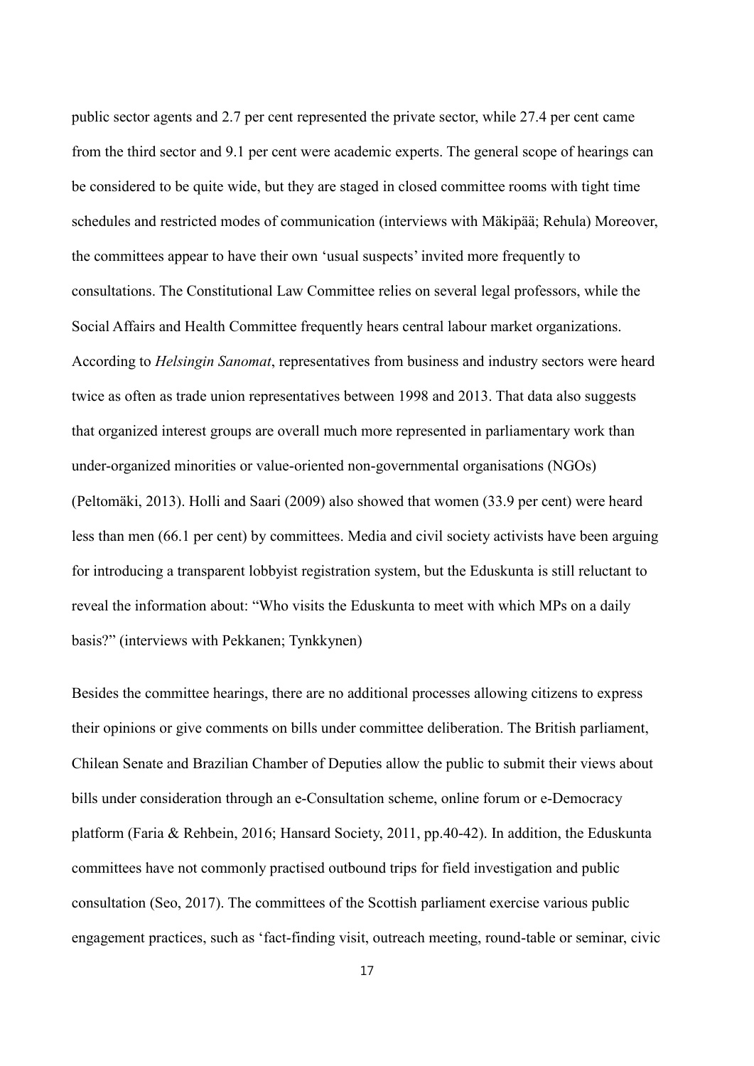public sector agents and 2.7 per cent represented the private sector, while 27.4 per cent came from the third sector and 9.1 per cent were academic experts. The general scope of hearings can be considered to be quite wide, but they are staged in closed committee rooms with tight time schedules and restricted modes of communication (interviews with Mäkipää; Rehula) Moreover, the committees appear to have their own 'usual suspects' invited more frequently to consultations. The Constitutional Law Committee relies on several legal professors, while the Social Affairs and Health Committee frequently hears central labour market organizations. According to *Helsingin Sanomat*, representatives from business and industry sectors were heard twice as often as trade union representatives between 1998 and 2013. That data also suggests that organized interest groups are overall much more represented in parliamentary work than under-organized minorities or value-oriented non-governmental organisations (NGOs) (Peltomäki, 2013). Holli and Saari (2009) also showed that women (33.9 per cent) were heard less than men (66.1 per cent) by committees. Media and civil society activists have been arguing for introducing a transparent lobbyist registration system, but the Eduskunta is still reluctant to reveal the information about: "Who visits the Eduskunta to meet with which MPs on a daily basis?" (interviews with Pekkanen; Tynkkynen)

Besides the committee hearings, there are no additional processes allowing citizens to express their opinions or give comments on bills under committee deliberation. The British parliament, Chilean Senate and Brazilian Chamber of Deputies allow the public to submit their views about bills under consideration through an e-Consultation scheme, online forum or e-Democracy platform (Faria & Rehbein, 2016; Hansard Society, 2011, pp.40-42). In addition, the Eduskunta committees have not commonly practised outbound trips for field investigation and public consultation (Seo, 2017). The committees of the Scottish parliament exercise various public engagement practices, such as 'fact-finding visit, outreach meeting, round-table or seminar, civic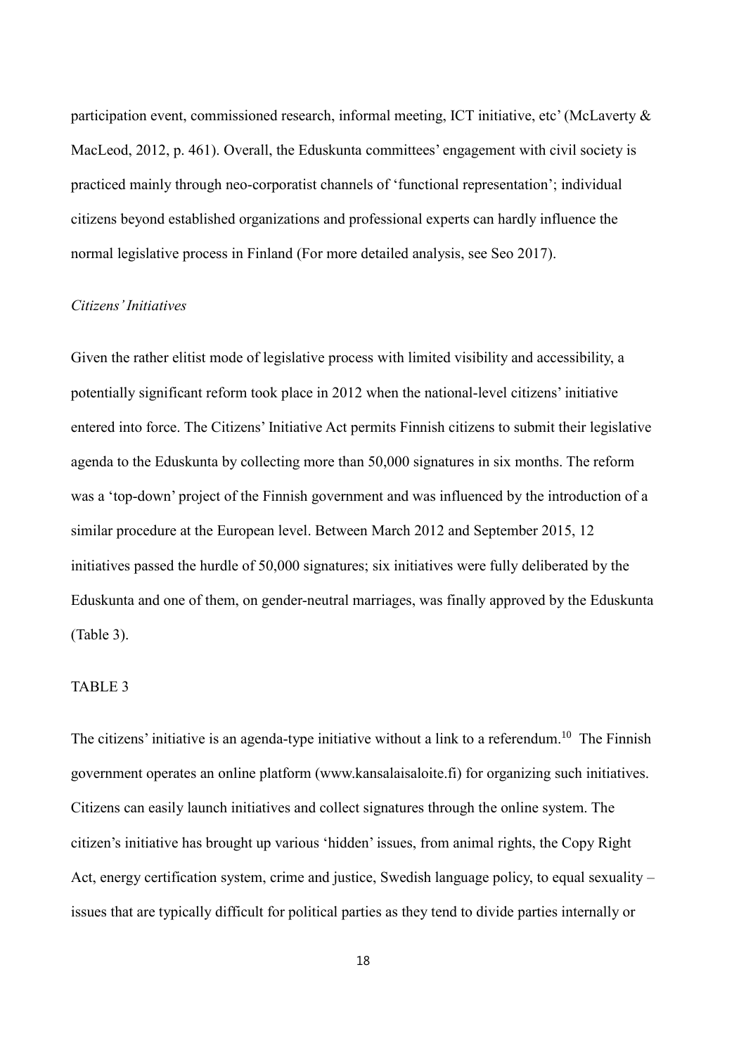participation event, commissioned research, informal meeting, ICT initiative, etc' (McLaverty & MacLeod, 2012, p. 461). Overall, the Eduskunta committees' engagement with civil society is practiced mainly through neo-corporatist channels of 'functional representation'; individual citizens beyond established organizations and professional experts can hardly influence the normal legislative process in Finland (For more detailed analysis, see Seo 2017).

*Citizens' Initiatives*

Given the rather elitist mode of legislative process with limited visibility and accessibility, a potentially significant reform took place in 2012 when the national-level citizens' initiative entered into force. The Citizens' Initiative Act permits Finnish citizens to submit their legislative agenda to the Eduskunta by collecting more than 50,000 signatures in six months. The reform was a 'top-down' project of the Finnish government and was influenced by the introduction of a similar procedure at the European level. Between March 2012 and September 2015, 12 initiatives passed the hurdle of 50,000 signatures; six initiatives were fully deliberated by the Eduskunta and one of them, on gender-neutral marriages, was finally approved by the Eduskunta (Table 3).

TABLE 3

The citizens' initiative is an agenda-type initiative without a link to a referendum.[10] The Finnish government operates an online platform (www.kansalaisaloite.fi) for organizing such initiatives. Citizens can easily launch initiatives and collect signatures through the online system. The citizen's initiative has brought up various 'hidden' issues, from animal rights, the Copy Right Act, energy certification system, crime and justice, Swedish language policy, to equal sexuality – issues that are typically difficult for political parties as they tend to divide parties internally or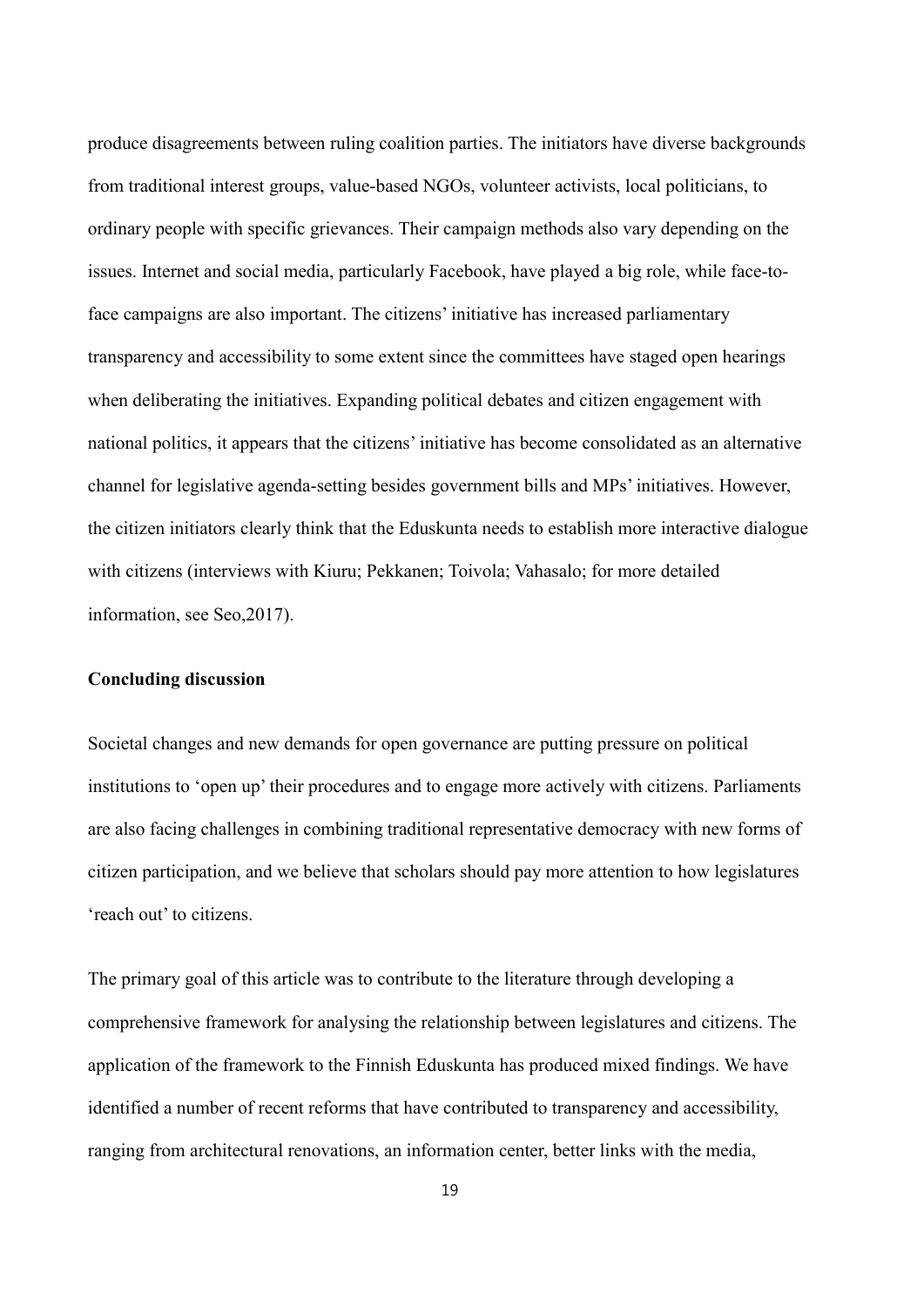produce disagreements between ruling coalition parties. The initiators have diverse backgrounds from traditional interest groups, value-based NGOs, volunteer activists, local politicians, to ordinary people with specific grievances. Their campaign methods also vary depending on the issues. Internet and social media, particularly Facebook, have played a big role, while face-to-face campaigns are also important. The citizens' initiative has increased parliamentary transparency and accessibility to some extent since the committees have staged open hearings when deliberating the initiatives. Expanding political debates and citizen engagement with national politics, it appears that the citizens' initiative has become consolidated as an alternative channel for legislative agenda-setting besides government bills and MPs' initiatives. However, the citizen initiators clearly think that the Eduskunta needs to establish more interactive dialogue with citizens (interviews with Kiuru; Pekkanen; Toivola; Vahasalo; for more detailed information, see Seo,2017).

## Concluding discussion

Societal changes and new demands for open governance are putting pressure on political institutions to 'open up' their procedures and to engage more actively with citizens. Parliaments are also facing challenges in combining traditional representative democracy with new forms of citizen participation, and we believe that scholars should pay more attention to how legislatures 'reach out' to citizens.

The primary goal of this article was to contribute to the literature through developing a comprehensive framework for analysing the relationship between legislatures and citizens. The application of the framework to the Finnish Eduskunta has produced mixed findings. We have identified a number of recent reforms that have contributed to transparency and accessibility, ranging from architectural renovations, an information center, better links with the media,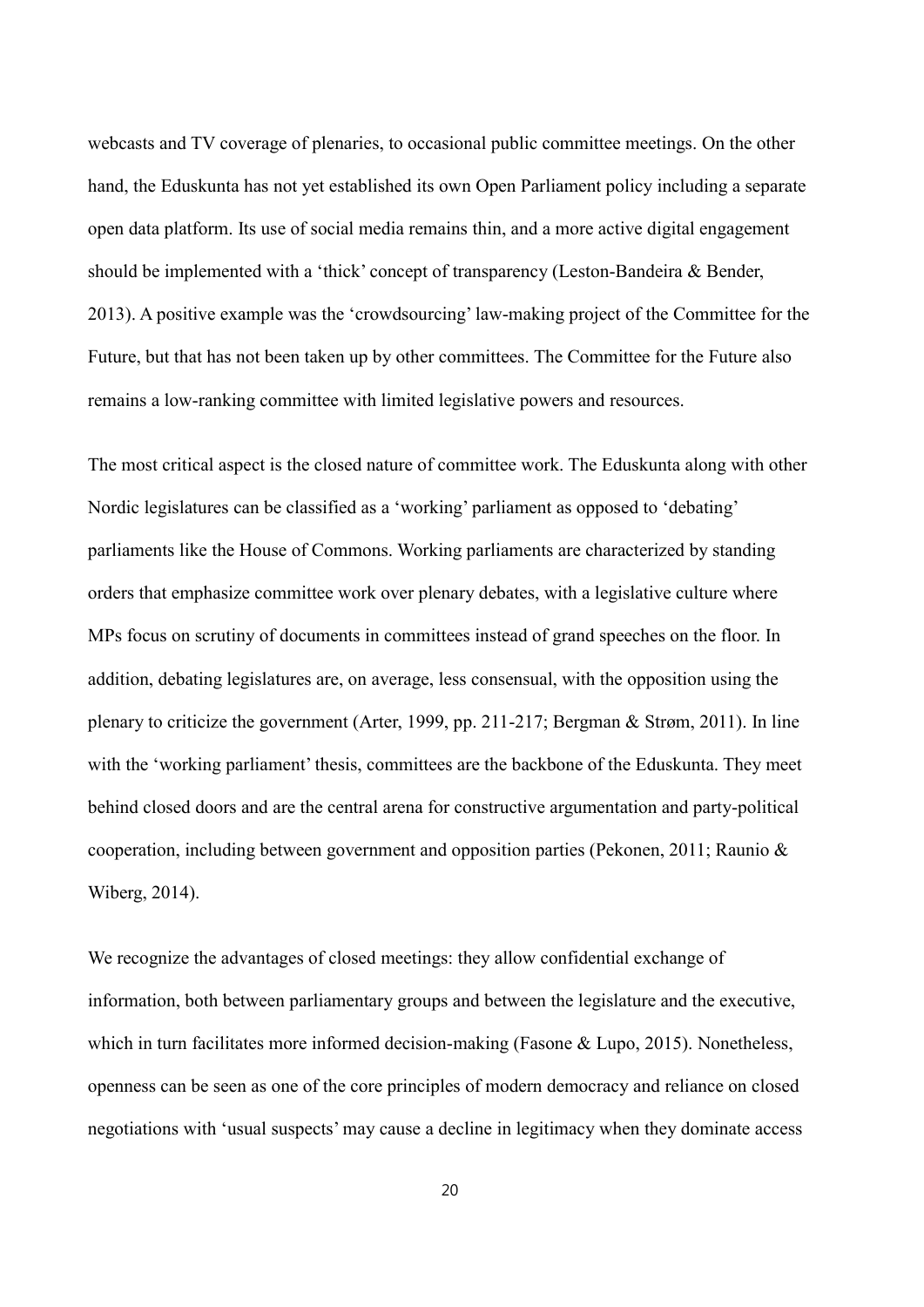webcasts and TV coverage of plenaries, to occasional public committee meetings. On the other hand, the Eduskunta has not yet established its own Open Parliament policy including a separate open data platform. Its use of social media remains thin, and a more active digital engagement should be implemented with a 'thick' concept of transparency (Leston-Bandeira & Bender, 2013). A positive example was the 'crowdsourcing' law-making project of the Committee for the Future, but that has not been taken up by other committees. The Committee for the Future also remains a low-ranking committee with limited legislative powers and resources.

The most critical aspect is the closed nature of committee work. The Eduskunta along with other Nordic legislatures can be classified as a 'working' parliament as opposed to 'debating' parliaments like the House of Commons. Working parliaments are characterized by standing orders that emphasize committee work over plenary debates, with a legislative culture where MPs focus on scrutiny of documents in committees instead of grand speeches on the floor. In addition, debating legislatures are, on average, less consensual, with the opposition using the plenary to criticize the government (Arter, 1999, pp. 211-217; Bergman & Strøm, 2011). In line with the 'working parliament' thesis, committees are the backbone of the Eduskunta. They meet behind closed doors and are the central arena for constructive argumentation and party-political cooperation, including between government and opposition parties (Pekonen, 2011; Raunio & Wiberg, 2014).

We recognize the advantages of closed meetings: they allow confidential exchange of information, both between parliamentary groups and between the legislature and the executive, which in turn facilitates more informed decision-making (Fasone & Lupo, 2015). Nonetheless, openness can be seen as one of the core principles of modern democracy and reliance on closed negotiations with 'usual suspects' may cause a decline in legitimacy when they dominate access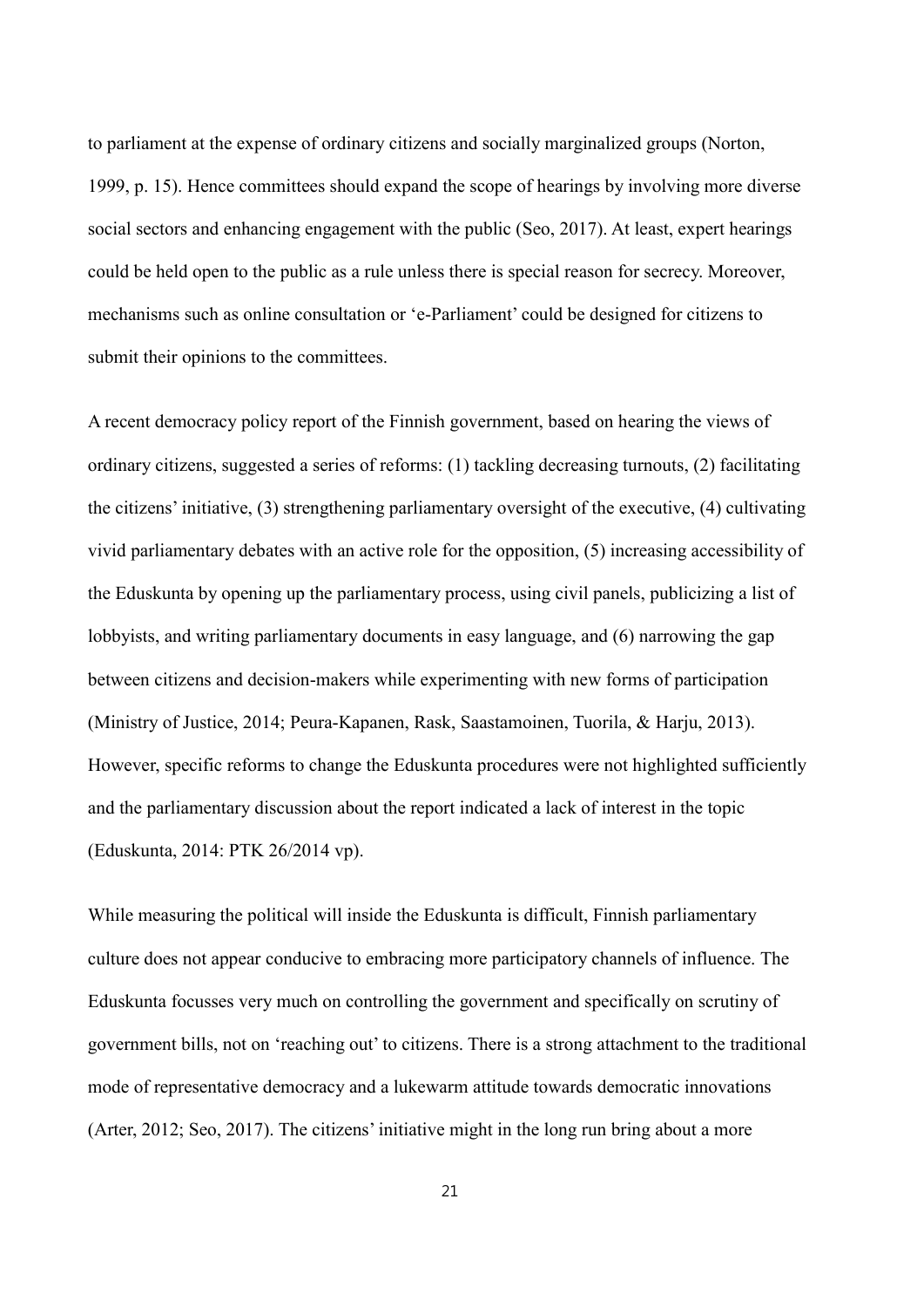to parliament at the expense of ordinary citizens and socially marginalized groups (Norton, 1999, p. 15). Hence committees should expand the scope of hearings by involving more diverse social sectors and enhancing engagement with the public (Seo, 2017). At least, expert hearings could be held open to the public as a rule unless there is special reason for secrecy. Moreover, mechanisms such as online consultation or 'e-Parliament' could be designed for citizens to submit their opinions to the committees.

A recent democracy policy report of the Finnish government, based on hearing the views of ordinary citizens, suggested a series of reforms: (1) tackling decreasing turnouts, (2) facilitating the citizens' initiative, (3) strengthening parliamentary oversight of the executive, (4) cultivating vivid parliamentary debates with an active role for the opposition, (5) increasing accessibility of the Eduskunta by opening up the parliamentary process, using civil panels, publicizing a list of lobbyists, and writing parliamentary documents in easy language, and (6) narrowing the gap between citizens and decision-makers while experimenting with new forms of participation (Ministry of Justice, 2014; Peura-Kapanen, Rask, Saastamoinen, Tuorila, & Harju, 2013). However, specific reforms to change the Eduskunta procedures were not highlighted sufficiently and the parliamentary discussion about the report indicated a lack of interest in the topic (Eduskunta, 2014: PTK 26/2014 vp).

While measuring the political will inside the Eduskunta is difficult, Finnish parliamentary culture does not appear conducive to embracing more participatory channels of influence. The Eduskunta focusses very much on controlling the government and specifically on scrutiny of government bills, not on 'reaching out' to citizens. There is a strong attachment to the traditional mode of representative democracy and a lukewarm attitude towards democratic innovations (Arter, 2012; Seo, 2017). The citizens' initiative might in the long run bring about a more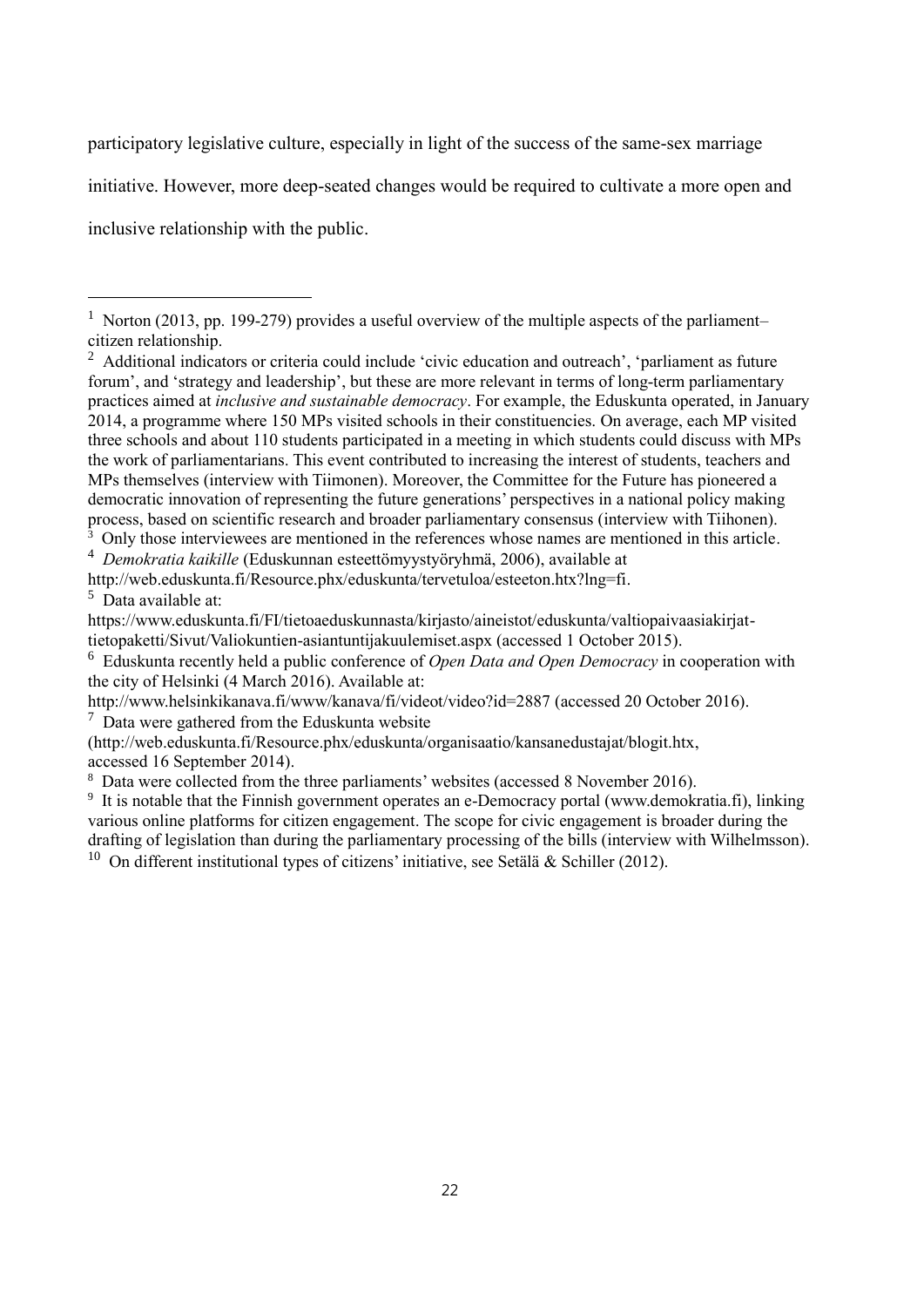participatory legislative culture, especially in light of the success of the same-sex marriage initiative. However, more deep-seated changes would be required to cultivate a more open and inclusive relationship with the public.

---

[1] Norton (2013, pp. 199-279) provides a useful overview of the multiple aspects of the parliament–citizen relationship.

[2] Additional indicators or criteria could include 'civic education and outreach', 'parliament as future forum', and 'strategy and leadership', but these are more relevant in terms of long-term parliamentary practices aimed at *inclusive and sustainable democracy*. For example, the Eduskunta operated, in January 2014, a programme where 150 MPs visited schools in their constituencies. On average, each MP visited three schools and about 110 students participated in a meeting in which students could discuss with MPs the work of parliamentarians. This event contributed to increasing the interest of students, teachers and MPs themselves (interview with Tiimonen). Moreover, the Committee for the Future has pioneered a democratic innovation of representing the future generations' perspectives in a national policy making process, based on scientific research and broader parliamentary consensus (interview with Tiihonen).

[3] Only those interviewees are mentioned in the references whose names are mentioned in this article.

[4] *Demokratia kaikille* (Eduskunnan esteettömyystyöryhmä, 2006), available at http://web.eduskunta.fi/Resource.phx/eduskunta/tervetuloa/esteeton.htx?lng=fi.

[5] Data available at: https://www.eduskunta.fi/FI/tietoaeduskunnasta/kirjasto/aineistot/eduskunta/valtiopaivaasiakirjat-tietopaketti/Sivut/Valiokuntien-asiantuntijakuulemiset.aspx (accessed 1 October 2015).

[6] Eduskunta recently held a public conference of *Open Data and Open Democracy* in cooperation with the city of Helsinki (4 March 2016). Available at: http://www.helsinkikanava.fi/www/kanava/fi/videot/video?id=2887 (accessed 20 October 2016).

[7] Data were gathered from the Eduskunta website (http://web.eduskunta.fi/Resource.phx/eduskunta/organisaatio/kansanedustajat/blogit.htx, accessed 16 September 2014).

[8] Data were collected from the three parliaments' websites (accessed 8 November 2016).

[9] It is notable that the Finnish government operates an e-Democracy portal (www.demokratia.fi), linking various online platforms for citizen engagement. The scope for civic engagement is broader during the drafting of legislation than during the parliamentary processing of the bills (interview with Wilhelmsson).

[10] On different institutional types of citizens' initiative, see Setälä & Schiller (2012).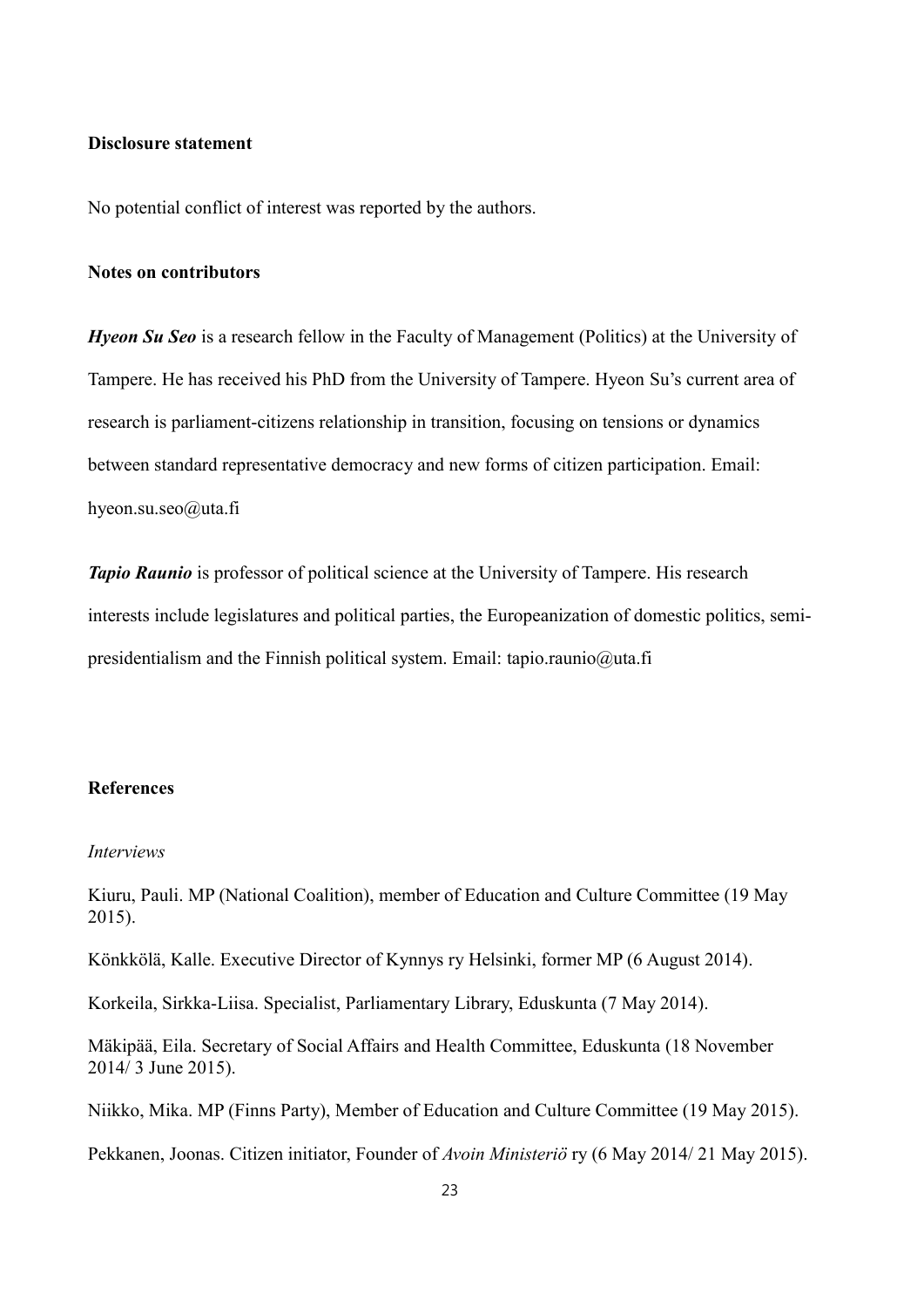**Disclosure statement**

No potential conflict of interest was reported by the authors.

**Notes on contributors**

***Hyeon Su Seo*** is a research fellow in the Faculty of Management (Politics) at the University of Tampere. He has received his PhD from the University of Tampere. Hyeon Su's current area of research is parliament-citizens relationship in transition, focusing on tensions or dynamics between standard representative democracy and new forms of citizen participation. Email: hyeon.su.seo@uta.fi

***Tapio Raunio*** is professor of political science at the University of Tampere. His research interests include legislatures and political parties, the Europeanization of domestic politics, semi-presidentialism and the Finnish political system. Email: tapio.raunio@uta.fi

## References

*Interviews*

Kiuru, Pauli. MP (National Coalition), member of Education and Culture Committee (19 May 2015).

Könkkölä, Kalle. Executive Director of Kynnys ry Helsinki, former MP (6 August 2014).

Korkeila, Sirkka-Liisa. Specialist, Parliamentary Library, Eduskunta (7 May 2014).

Mäkipää, Eila. Secretary of Social Affairs and Health Committee, Eduskunta (18 November 2014/ 3 June 2015).

Niikko, Mika. MP (Finns Party), Member of Education and Culture Committee (19 May 2015).

Pekkanen, Joonas. Citizen initiator, Founder of *Avoin Ministeriö* ry (6 May 2014/ 21 May 2015).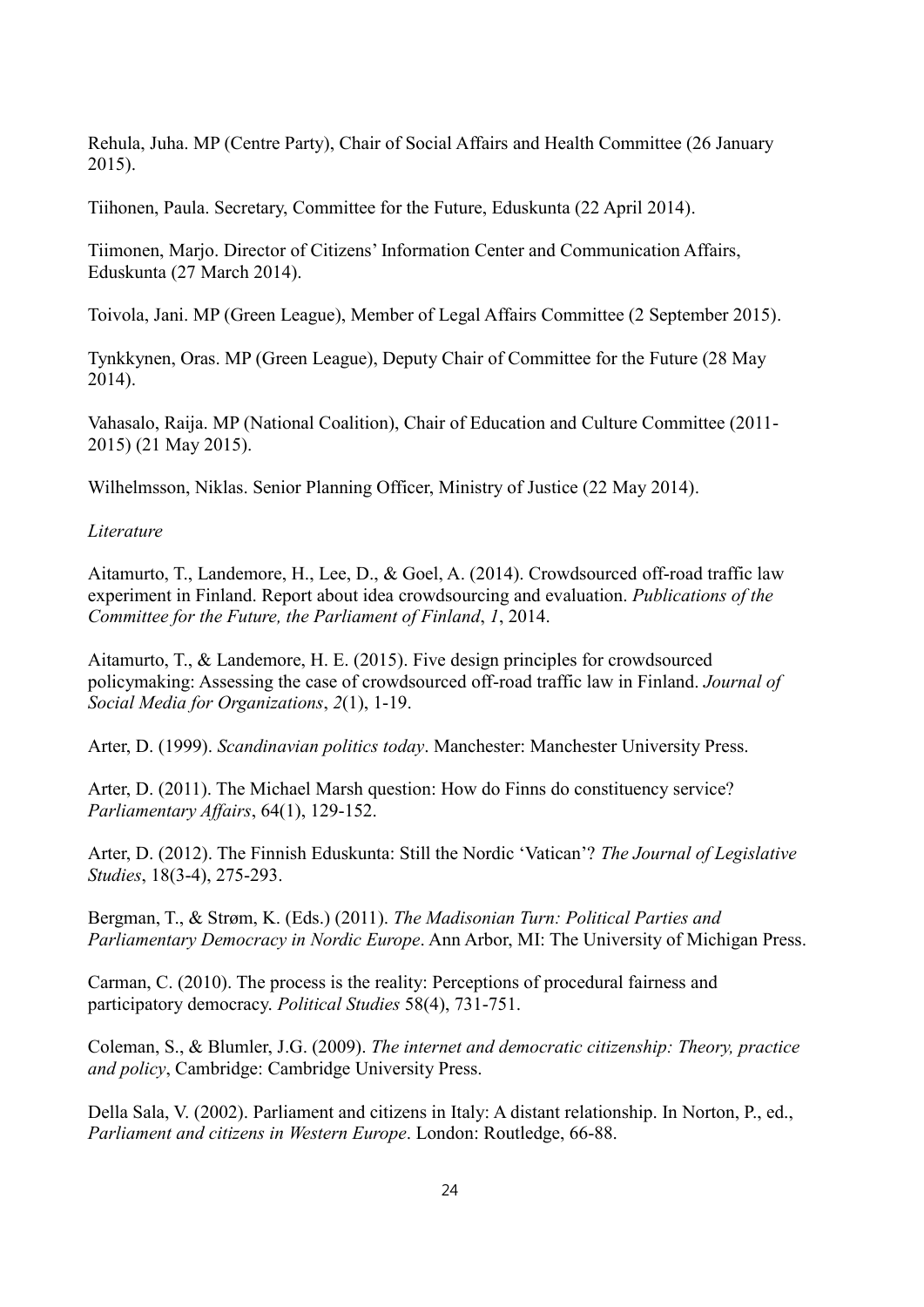Rehula, Juha. MP (Centre Party), Chair of Social Affairs and Health Committee (26 January 2015).

Tiihonen, Paula. Secretary, Committee for the Future, Eduskunta (22 April 2014).

Tiimonen, Marjo. Director of Citizens' Information Center and Communication Affairs, Eduskunta (27 March 2014).

Toivola, Jani. MP (Green League), Member of Legal Affairs Committee (2 September 2015).

Tynkkynen, Oras. MP (Green League), Deputy Chair of Committee for the Future (28 May 2014).

Vahasalo, Raija. MP (National Coalition), Chair of Education and Culture Committee (2011-2015) (21 May 2015).

Wilhelmsson, Niklas. Senior Planning Officer, Ministry of Justice (22 May 2014).

*Literature*

Aitamurto, T., Landemore, H., Lee, D., & Goel, A. (2014). Crowdsourced off-road traffic law experiment in Finland. Report about idea crowdsourcing and evaluation. *Publications of the Committee for the Future, the Parliament of Finland*, *1*, 2014.

Aitamurto, T., & Landemore, H. E. (2015). Five design principles for crowdsourced policymaking: Assessing the case of crowdsourced off-road traffic law in Finland. *Journal of Social Media for Organizations*, *2*(1), 1-19.

Arter, D. (1999). *Scandinavian politics today*. Manchester: Manchester University Press.

Arter, D. (2011). The Michael Marsh question: How do Finns do constituency service? *Parliamentary Affairs*, 64(1), 129-152.

Arter, D. (2012). The Finnish Eduskunta: Still the Nordic 'Vatican'? *The Journal of Legislative Studies*, 18(3-4), 275-293.

Bergman, T., & Strøm, K. (Eds.) (2011). *The Madisonian Turn: Political Parties and Parliamentary Democracy in Nordic Europe*. Ann Arbor, MI: The University of Michigan Press.

Carman, C. (2010). The process is the reality: Perceptions of procedural fairness and participatory democracy. *Political Studies* 58(4), 731-751.

Coleman, S., & Blumler, J.G. (2009). *The internet and democratic citizenship: Theory, practice and policy*, Cambridge: Cambridge University Press.

Della Sala, V. (2002). Parliament and citizens in Italy: A distant relationship. In Norton, P., ed., *Parliament and citizens in Western Europe*. London: Routledge, 66-88.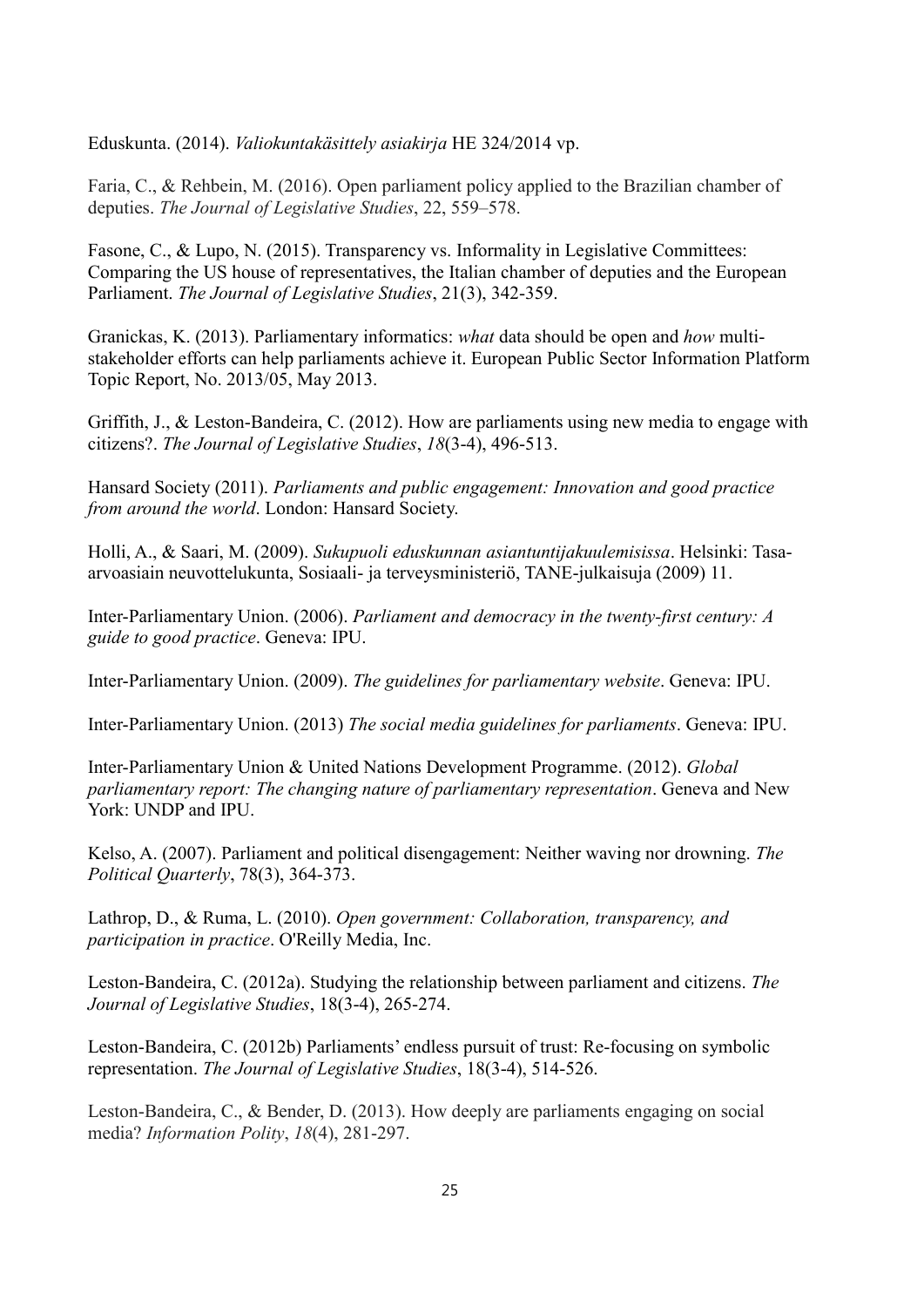Eduskunta. (2014). *Valiokuntakäsittely asiakirja* HE 324/2014 vp.

Faria, C., & Rehbein, M. (2016). Open parliament policy applied to the Brazilian chamber of deputies. *The Journal of Legislative Studies*, 22, 559–578.

Fasone, C., & Lupo, N. (2015). Transparency vs. Informality in Legislative Committees: Comparing the US house of representatives, the Italian chamber of deputies and the European Parliament. *The Journal of Legislative Studies*, 21(3), 342-359.

Granickas, K. (2013). Parliamentary informatics: *what* data should be open and *how* multi-stakeholder efforts can help parliaments achieve it. European Public Sector Information Platform Topic Report, No. 2013/05, May 2013.

Griffith, J., & Leston-Bandeira, C. (2012). How are parliaments using new media to engage with citizens?. *The Journal of Legislative Studies*, *18*(3-4), 496-513.

Hansard Society (2011). *Parliaments and public engagement: Innovation and good practice from around the world*. London: Hansard Society.

Holli, A., & Saari, M. (2009). *Sukupuoli eduskunnan asiantuntijakuulemisissa*. Helsinki: Tasa-arvoasiain neuvottelukunta, Sosiaali- ja terveysministeriö, TANE-julkaisuja (2009) 11.

Inter-Parliamentary Union. (2006). *Parliament and democracy in the twenty-first century: A guide to good practice*. Geneva: IPU.

Inter-Parliamentary Union. (2009). *The guidelines for parliamentary website*. Geneva: IPU.

Inter-Parliamentary Union. (2013) *The social media guidelines for parliaments*. Geneva: IPU.

Inter-Parliamentary Union & United Nations Development Programme. (2012). *Global parliamentary report: The changing nature of parliamentary representation*. Geneva and New York: UNDP and IPU.

Kelso, A. (2007). Parliament and political disengagement: Neither waving nor drowning. *The Political Quarterly*, 78(3), 364-373.

Lathrop, D., & Ruma, L. (2010). *Open government: Collaboration, transparency, and participation in practice*. O'Reilly Media, Inc.

Leston-Bandeira, C. (2012a). Studying the relationship between parliament and citizens. *The Journal of Legislative Studies*, 18(3-4), 265-274.

Leston-Bandeira, C. (2012b) Parliaments' endless pursuit of trust: Re-focusing on symbolic representation. *The Journal of Legislative Studies*, 18(3-4), 514-526.

Leston-Bandeira, C., & Bender, D. (2013). How deeply are parliaments engaging on social media? *Information Polity*, *18*(4), 281-297.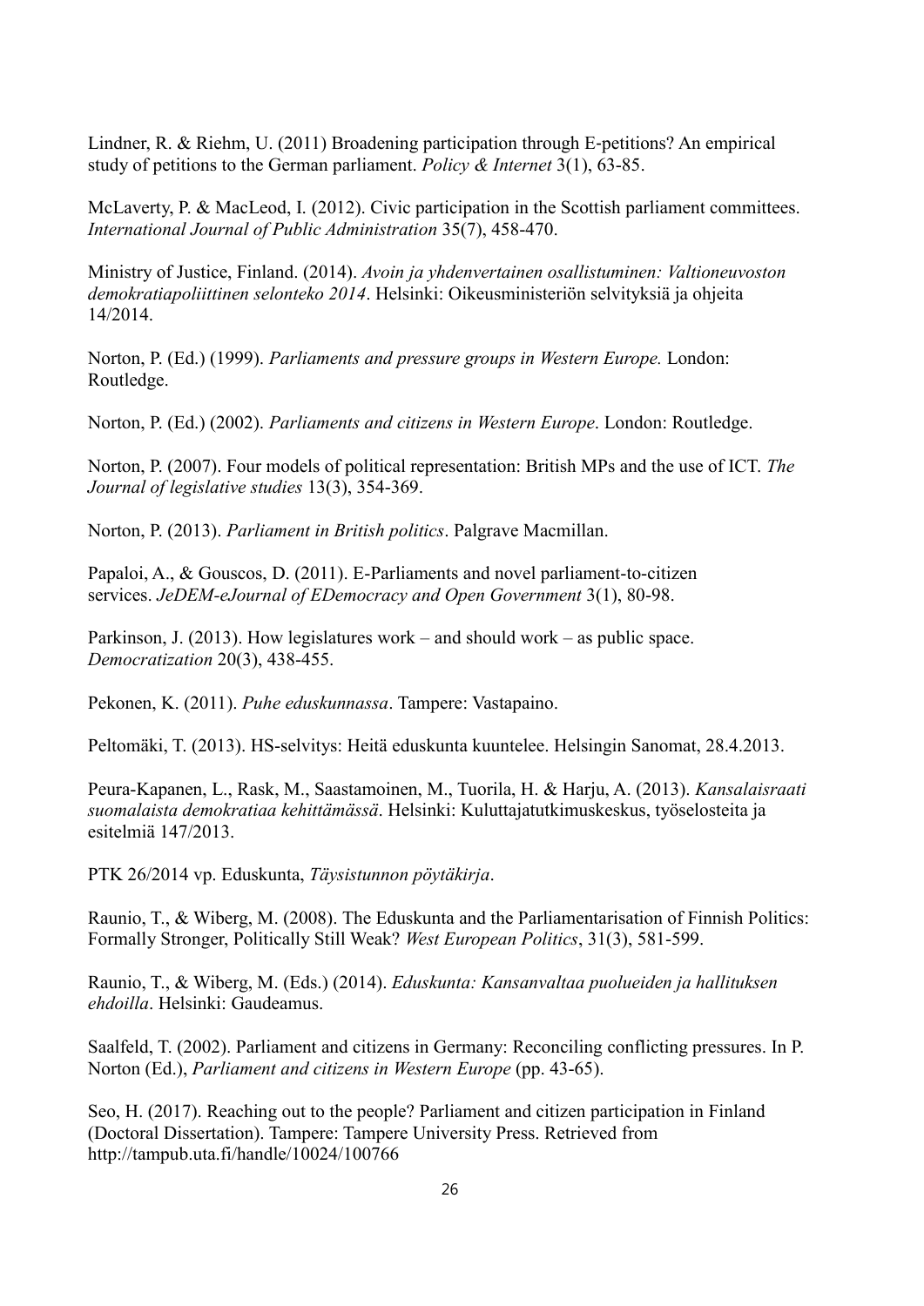Lindner, R. & Riehm, U. (2011) Broadening participation through E-petitions? An empirical study of petitions to the German parliament. *Policy & Internet* 3(1), 63-85.

McLaverty, P. & MacLeod, I. (2012). Civic participation in the Scottish parliament committees. *International Journal of Public Administration* 35(7), 458-470.

Ministry of Justice, Finland. (2014). *Avoin ja yhdenvertainen osallistuminen: Valtioneuvoston demokratiapoliittinen selonteko 2014*. Helsinki: Oikeusministeriön selvityksiä ja ohjeita 14/2014.

Norton, P. (Ed.) (1999). *Parliaments and pressure groups in Western Europe.* London: Routledge.

Norton, P. (Ed.) (2002). *Parliaments and citizens in Western Europe*. London: Routledge.

Norton, P. (2007). Four models of political representation: British MPs and the use of ICT. *The Journal of legislative studies* 13(3), 354-369.

Norton, P. (2013). *Parliament in British politics*. Palgrave Macmillan.

Papaloi, A., & Gouscos, D. (2011). E-Parliaments and novel parliament-to-citizen services. *JeDEM-eJournal of EDemocracy and Open Government* 3(1), 80-98.

Parkinson, J. (2013). How legislatures work – and should work – as public space. *Democratization* 20(3), 438-455.

Pekonen, K. (2011). *Puhe eduskunnassa*. Tampere: Vastapaino.

Peltomäki, T. (2013). HS-selvitys: Heitä eduskunta kuuntelee. Helsingin Sanomat, 28.4.2013.

Peura-Kapanen, L., Rask, M., Saastamoinen, M., Tuorila, H. & Harju, A. (2013). *Kansalaisraati suomalaista demokratiaa kehittämässä*. Helsinki: Kuluttajatutkimuskeskus, työselosteita ja esitelmiä 147/2013.

PTK 26/2014 vp. Eduskunta, *Täysistunnon pöytäkirja*.

Raunio, T., & Wiberg, M. (2008). The Eduskunta and the Parliamentarisation of Finnish Politics: Formally Stronger, Politically Still Weak? *West European Politics*, 31(3), 581-599.

Raunio, T., & Wiberg, M. (Eds.) (2014). *Eduskunta: Kansanvaltaa puolueiden ja hallituksen ehdoilla*. Helsinki: Gaudeamus.

Saalfeld, T. (2002). Parliament and citizens in Germany: Reconciling conflicting pressures. In P. Norton (Ed.), *Parliament and citizens in Western Europe* (pp. 43-65).

Seo, H. (2017). Reaching out to the people? Parliament and citizen participation in Finland (Doctoral Dissertation). Tampere: Tampere University Press. Retrieved from http://tampub.uta.fi/handle/10024/100766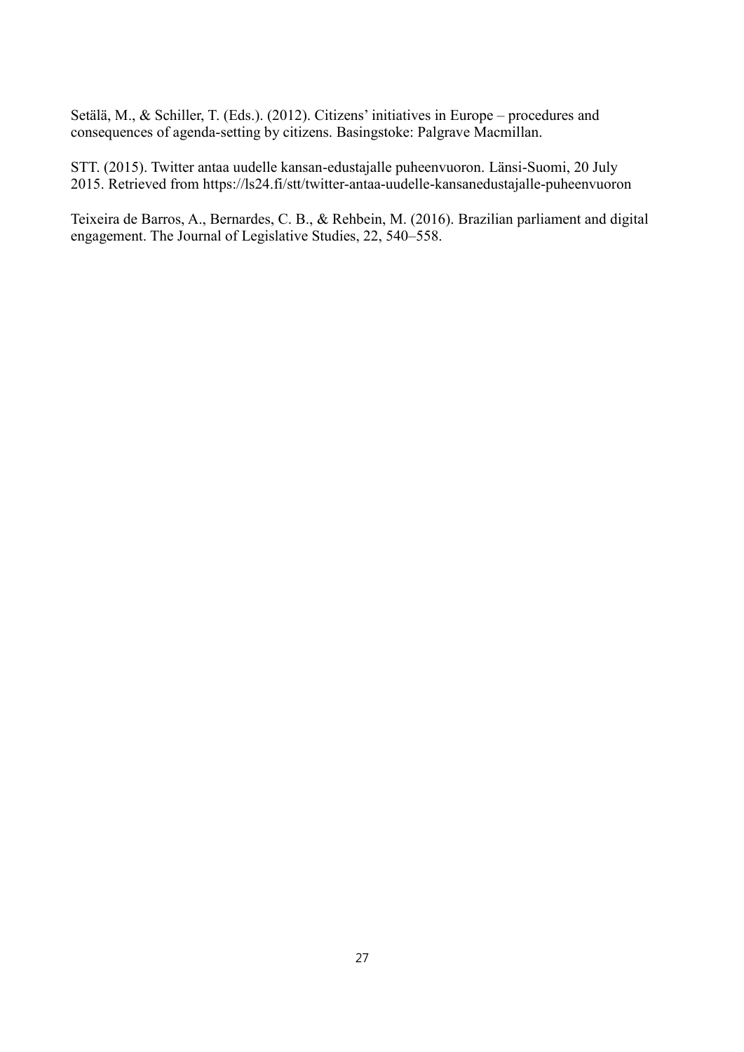Setälä, M., & Schiller, T. (Eds.). (2012). Citizens' initiatives in Europe – procedures and consequences of agenda-setting by citizens. Basingstoke: Palgrave Macmillan.

STT. (2015). Twitter antaa uudelle kansan-edustajalle puheenvuoron. Länsi-Suomi, 20 July 2015. Retrieved from https://ls24.fi/stt/twitter-antaa-uudelle-kansanedustajalle-puheenvuoron

Teixeira de Barros, A., Bernardes, C. B., & Rehbein, M. (2016). Brazilian parliament and digital engagement. The Journal of Legislative Studies, 22, 540–558.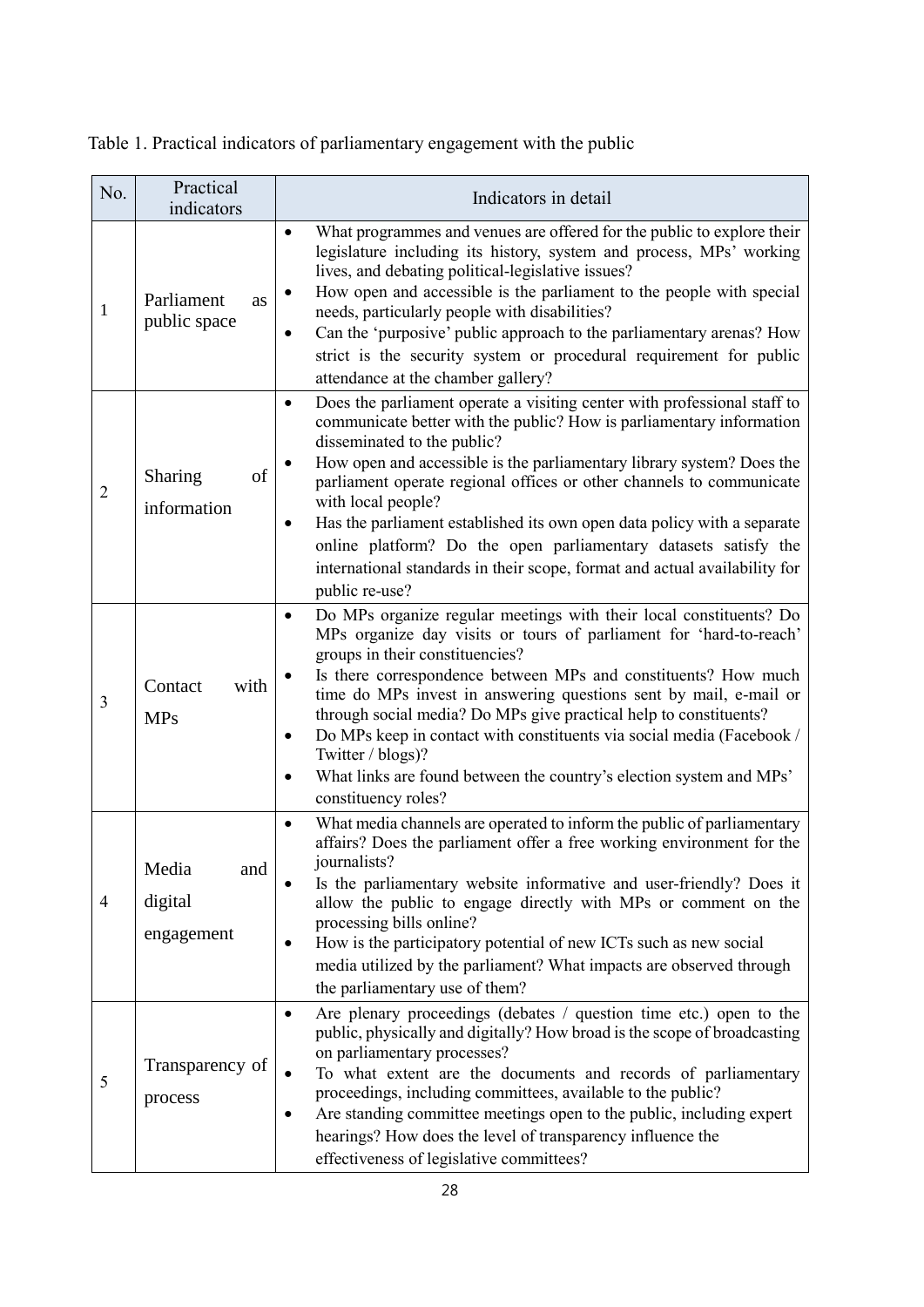Table 1. Practical indicators of parliamentary engagement with the public

| No. | Practical indicators | Indicators in detail |
|---|---|---|
| 1 | Parliament as public space | • What programmes and venues are offered for the public to explore their legislature including its history, system and process, MPs' working lives, and debating political-legislative issues?<br>• How open and accessible is the parliament to the people with special needs, particularly people with disabilities?<br>• Can the 'purposive' public approach to the parliamentary arenas? How strict is the security system or procedural requirement for public attendance at the chamber gallery? |
| 2 | Sharing of information | • Does the parliament operate a visiting center with professional staff to communicate better with the public? How is parliamentary information disseminated to the public?<br>• How open and accessible is the parliamentary library system? Does the parliament operate regional offices or other channels to communicate with local people?<br>• Has the parliament established its own open data policy with a separate online platform? Do the open parliamentary datasets satisfy the international standards in their scope, format and actual availability for public re-use? |
| 3 | Contact with MPs | • Do MPs organize regular meetings with their local constituents? Do MPs organize day visits or tours of parliament for 'hard-to-reach' groups in their constituencies?<br>• Is there correspondence between MPs and constituents? How much time do MPs invest in answering questions sent by mail, e-mail or through social media? Do MPs give practical help to constituents?<br>• Do MPs keep in contact with constituents via social media (Facebook / Twitter / blogs)?<br>• What links are found between the country's election system and MPs' constituency roles? |
| 4 | Media and digital engagement | • What media channels are operated to inform the public of parliamentary affairs? Does the parliament offer a free working environment for the journalists?<br>• Is the parliamentary website informative and user-friendly? Does it allow the public to engage directly with MPs or comment on the processing bills online?<br>• How is the participatory potential of new ICTs such as new social media utilized by the parliament? What impacts are observed through the parliamentary use of them? |
| 5 | Transparency of process | • Are plenary proceedings (debates / question time etc.) open to the public, physically and digitally? How broad is the scope of broadcasting on parliamentary processes?<br>• To what extent are the documents and records of parliamentary proceedings, including committees, available to the public?<br>• Are standing committee meetings open to the public, including expert hearings? How does the level of transparency influence the effectiveness of legislative committees? |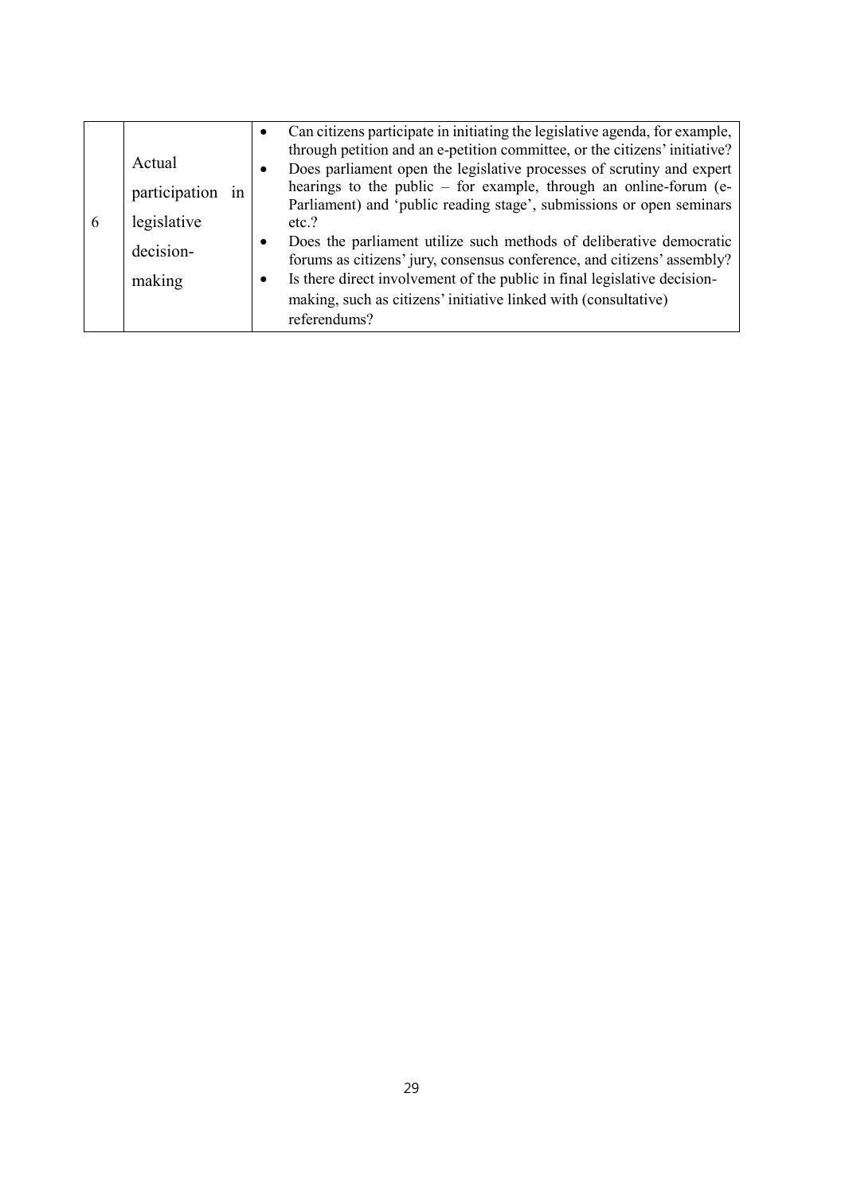| 6 | Actual participation in legislative decision-making | • Can citizens participate in initiating the legislative agenda, for example, through petition and an e-petition committee, or the citizens' initiative?<br>• Does parliament open the legislative processes of scrutiny and expert hearings to the public – for example, through an online-forum (e-Parliament) and 'public reading stage', submissions or open seminars etc.?<br>• Does the parliament utilize such methods of deliberative democratic forums as citizens' jury, consensus conference, and citizens' assembly?<br>• Is there direct involvement of the public in final legislative decision-making, such as citizens' initiative linked with (consultative) referendums? |
|---|---|---|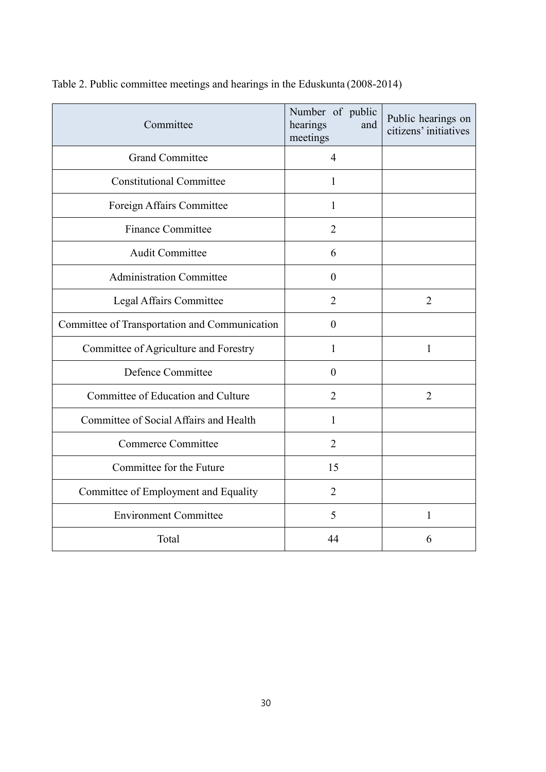Table 2. Public committee meetings and hearings in the Eduskunta (2008-2014)

| Committee | Number of public hearings and meetings | Public hearings on citizens' initiatives |
|---|---|---|
| Grand Committee | 4 | |
| Constitutional Committee | 1 | |
| Foreign Affairs Committee | 1 | |
| Finance Committee | 2 | |
| Audit Committee | 6 | |
| Administration Committee | 0 | |
| Legal Affairs Committee | 2 | 2 |
| Committee of Transportation and Communication | 0 | |
| Committee of Agriculture and Forestry | 1 | 1 |
| Defence Committee | 0 | |
| Committee of Education and Culture | 2 | 2 |
| Committee of Social Affairs and Health | 1 | |
| Commerce Committee | 2 | |
| Committee for the Future | 15 | |
| Committee of Employment and Equality | 2 | |
| Environment Committee | 5 | 1 |
| Total | 44 | 6 |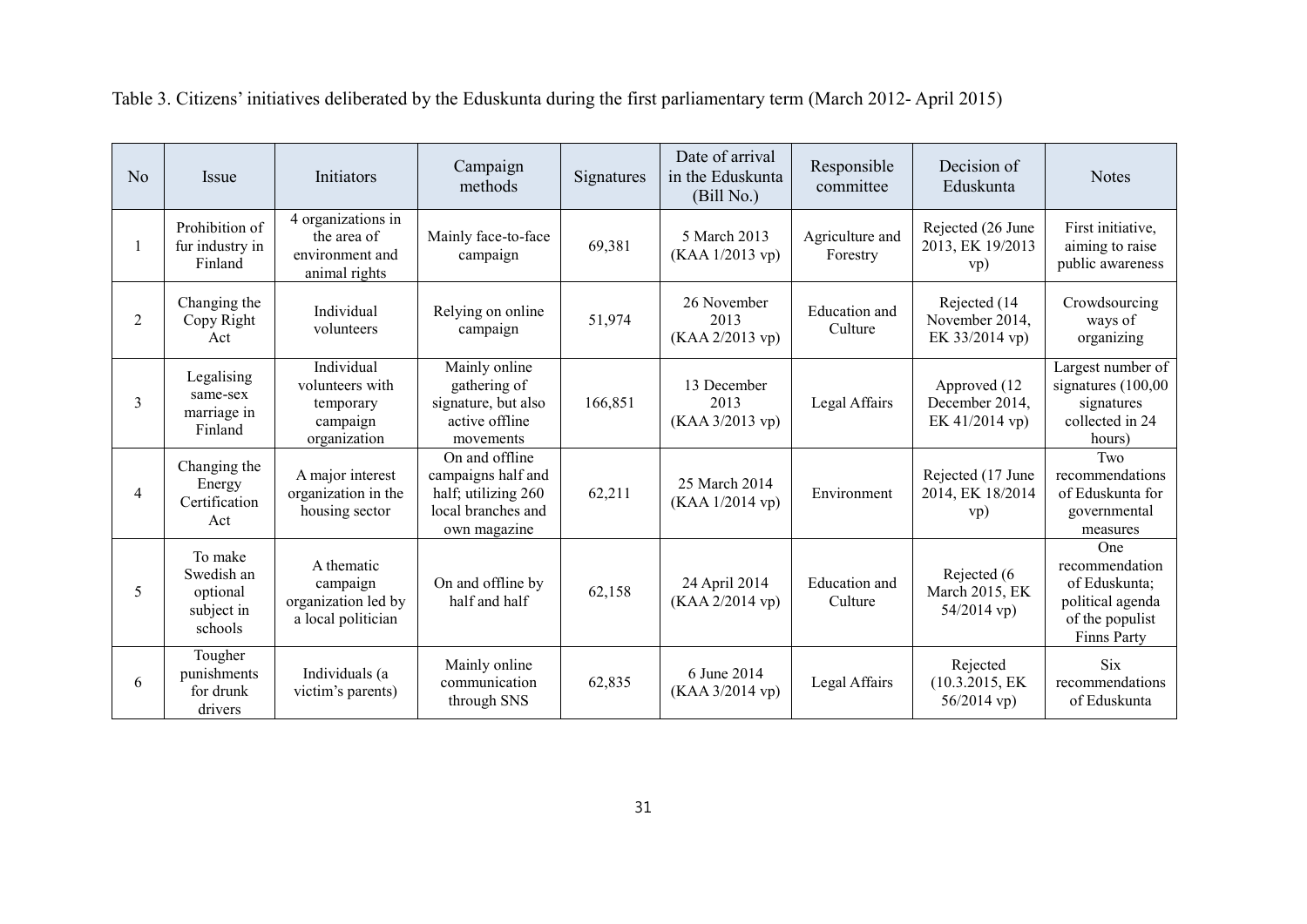Table 3. Citizens' initiatives deliberated by the Eduskunta during the first parliamentary term (March 2012- April 2015)

| No | Issue | Initiators | Campaign methods | Signatures | Date of arrival in the Eduskunta (Bill No.) | Responsible committee | Decision of Eduskunta | Notes |
|---|---|---|---|---|---|---|---|---|
| 1 | Prohibition of fur industry in Finland | 4 organizations in the area of environment and animal rights | Mainly face-to-face campaign | 69,381 | 5 March 2013 (KAA 1/2013 vp) | Agriculture and Forestry | Rejected (26 June 2013, EK 19/2013 vp) | First initiative, aiming to raise public awareness |
| 2 | Changing the Copy Right Act | Individual volunteers | Relying on online campaign | 51,974 | 26 November 2013 (KAA 2/2013 vp) | Education and Culture | Rejected (14 November 2014, EK 33/2014 vp) | Crowdsourcing ways of organizing |
| 3 | Legalising same-sex marriage in Finland | Individual volunteers with temporary campaign organization | Mainly online gathering of signature, but also active offline movements | 166,851 | 13 December 2013 (KAA 3/2013 vp) | Legal Affairs | Approved (12 December 2014, EK 41/2014 vp) | Largest number of signatures (100,00 signatures collected in 24 hours) |
| 4 | Changing the Energy Certification Act | A major interest organization in the housing sector | On and offline campaigns half and half; utilizing 260 local branches and own magazine | 62,211 | 25 March 2014 (KAA 1/2014 vp) | Environment | Rejected (17 June 2014, EK 18/2014 vp) | Two recommendations of Eduskunta for governmental measures |
| 5 | To make Swedish an optional subject in schools | A thematic campaign organization led by a local politician | On and offline by half and half | 62,158 | 24 April 2014 (KAA 2/2014 vp) | Education and Culture | Rejected (6 March 2015, EK 54/2014 vp) | One recommendation of Eduskunta; political agenda of the populist Finns Party |
| 6 | Tougher punishments for drunk drivers | Individuals (a victim's parents) | Mainly online communication through SNS | 62,835 | 6 June 2014 (KAA 3/2014 vp) | Legal Affairs | Rejected (10.3.2015, EK 56/2014 vp) | Six recommendations of Eduskunta |